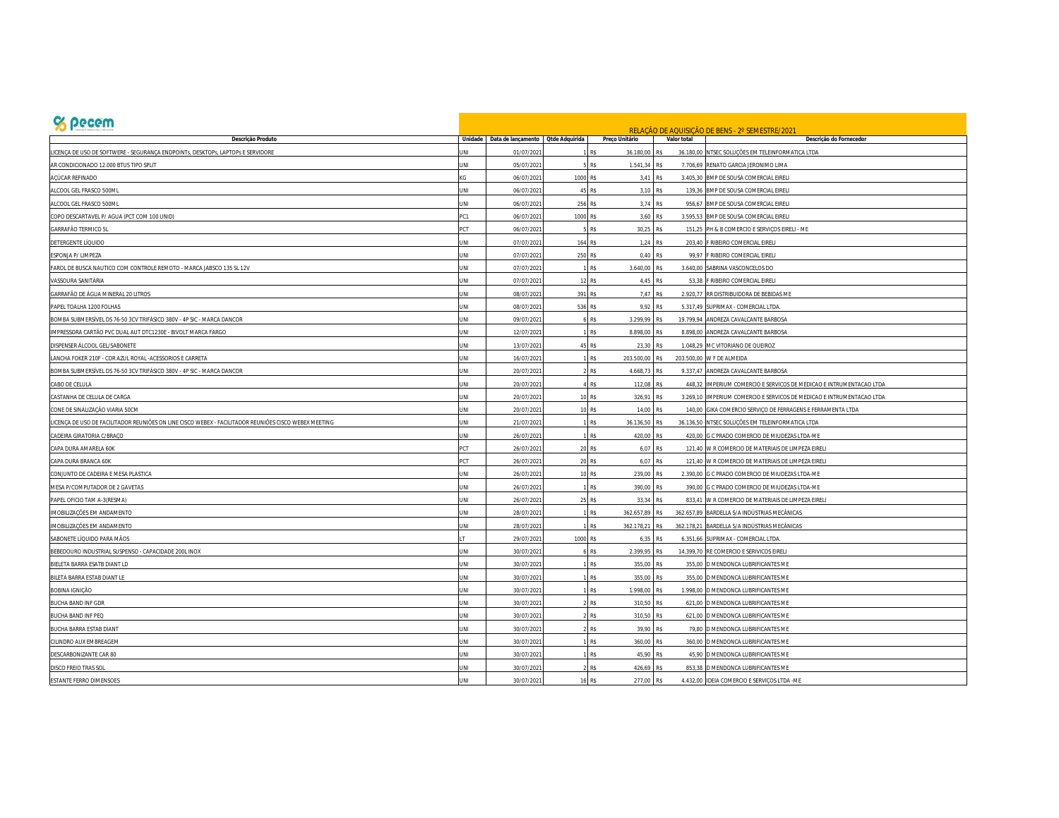pecem

## RELAÇÃO DE AQUISIÇÃO DE BENS - 2º SEMESTRE/2021

| Descrição Produto | Unidade | Data de lançamento | Qtde Adquirida | Preço Unitário | Valor total | Descrição do Fornecedor |
|---|---|---|---|---|---|---|
| LICENÇA DE USO DE SOFTWERE - SEGURANÇA ENDPOINTs, DESKTOPs, LAPTOPs E SERVIDORE | UNI | 01/07/2021 | 1 | R$ 36.180,00 | R$ 36.180,00 | NTSEC SOLUÇÕES EM TELEINFORMATICA LTDA |
| AR CONDICIONADO 12.000 BTUS TIPO SPLIT | UNI | 05/07/2021 | 5 | R$ 1.541,34 | R$ 7.706,69 | RENATO GARCIA JERONIMO LIMA |
| AÇÚCAR REFINADO | KG | 06/07/2021 | 1000 | R$ 3,41 | R$ 3.405,30 | BMP DE SOUSA COMERCIAL EIRELI |
| ALCOOL GEL FRASCO 500ML | UNI | 06/07/2021 | 45 | R$ 3,10 | R$ 139,36 | BMP DE SOUSA COMERCIAL EIRELI |
| ALCOOL GEL FRASCO 500ML | UNI | 06/07/2021 | 256 | R$ 3,74 | R$ 956,67 | BMP DE SOUSA COMERCIAL EIRELI |
| COPO DESCARTAVEL P/ AGUA (PCT COM 100 UNID) | PC1 | 06/07/2021 | 1000 | R$ 3,60 | R$ 3.595,53 | BMP DE SOUSA COMERCIAL EIRELI |
| GARRAFÃO TERMICO 5L | PCT | 06/07/2021 | 5 | R$ 30,25 | R$ 151,25 | PH & B COMERCIO E SERVIÇOS EIRELI - ME |
| DETERGENTE LÍQUIDO | UNI | 07/07/2021 | 164 | R$ 1,24 | R$ 203,40 | F RIBEIRO COMERCIAL EIRELI |
| ESPONJA P/ LIMPEZA | UNI | 07/07/2021 | 250 | R$ 0,40 | R$ 99,97 | F RIBEIRO COMERCIAL EIRELI |
| FAROL DE BUSCA NAUTICO COM CONTROLE REMOTO - MARCA JABSCO 135 SL 12V | UNI | 07/07/2021 | 1 | R$ 3.640,00 | R$ 3.640,00 | SABRINA VASCONCELOS DO |
| VASSOURA SANITÁRIA | UNI | 07/07/2021 | 12 | R$ 4,45 | R$ 53,38 | F RIBEIRO COMERCIAL EIRELI |
| GARRAFÃO DE ÁGUA MINERAL 20 LITROS | UNI | 08/07/2021 | 391 | R$ 7,47 | R$ 2.920,77 | RR DISTRIBUIDORA DE BEBIDAS ME |
| PAPEL TOALHA 1200 FOLHAS | UNI | 08/07/2021 | 536 | R$ 9,92 | R$ 5.317,49 | SUPRIMAX - COMERCIAL LTDA. |
| BOMBA SUBMERSÍVEL DS 76-50 3CV TRIFÁSICO 380V - 4P SIC - MARCA DANCOR | UNI | 09/07/2021 | 6 | R$ 3.299,99 | R$ 19.799,94 | ANDREZA CAVALCANTE BARBOSA |
| IMPRESSORA CARTÃO PVC DUAL AUT DTC1230E - BIVOLT MARCA FARGO | UNI | 12/07/2021 | 1 | R$ 8.898,00 | R$ 8.898,00 | ANDREZA CAVALCANTE BARBOSA |
| DISPENSER ÁLCOOL GEL/SABONETE | UNI | 13/07/2021 | 45 | R$ 23,30 | R$ 1.048,29 | M C VITORIANO DE QUEIROZ |
| LANCHA FOKER 210F - COR AZUL ROYAL -ACESSORIOS E CARRETA | UNI | 16/07/2021 | 1 | R$ 203.500,00 | R$ 203.500,00 | W F DE ALMEIDA |
| BOMBA SUBMERSÍVEL DS 76-50 3CV TRIFÁSICO 380V - 4P SIC - MARCA DANCOR | UNI | 20/07/2021 | 2 | R$ 4.668,73 | R$ 9.337,47 | ANDREZA CAVALCANTE BARBOSA |
| CABO DE CELULA | UNI | 20/07/2021 | 4 | R$ 112,08 | R$ 448,32 | IMPERIUM COMERCIO E SERVICOS DE MEDICAO E INTRUMENTACAO LTDA |
| CASTANHA DE CELULA DE CARGA | UNI | 20/07/2021 | 10 | R$ 326,91 | R$ 3.269,10 | IMPERIUM COMERCIO E SERVICOS DE MEDICAO E INTRUMENTACAO LTDA |
| CONE DE SINALIZAÇÃO VIARIA 50CM | UNI | 20/07/2021 | 10 | R$ 14,00 | R$ 140,00 | GIKA COMERCIO SERVIÇO DE FERRAGENS E FERRAMENTA LTDA |
| LICENÇA DE USO DE FACILITADOR REUNIÕES ON LINE CISCO WEBEX - FACILITADOR REUNIÕES CISCO WEBEX MEETING | UNI | 21/07/2021 | 1 | R$ 36.136,50 | R$ 36.136,50 | NTSEC SOLUÇÕES EM TELEINFORMATICA LTDA |
| CADEIRA GIRATORIA C/BRAÇO | UNI | 26/07/2021 | 1 | R$ 420,00 | R$ 420,00 | G C PRADO COMERCIO DE MIUDEZAS LTDA-ME |
| CAPA DURA AMARELA 60K | PCT | 26/07/2021 | 20 | R$ 6,07 | R$ 121,40 | W R COMERCIO DE MATERIAIS DE LIMPEZA EIRELI |
| CAPA DURA BRANCA 60K | PCT | 26/07/2021 | 20 | R$ 6,07 | R$ 121,40 | W R COMERCIO DE MATERIAIS DE LIMPEZA EIRELI |
| CONJUNTO DE CADEIRA E MESA PLASTICA | UNI | 26/07/2021 | 10 | R$ 239,00 | R$ 2.390,00 | G C PRADO COMERCIO DE MIUDEZAS LTDA-ME |
| MESA P/COMPUTADOR DE 2 GAVETAS | UNI | 26/07/2021 | 1 | R$ 390,00 | R$ 390,00 | G C PRADO COMERCIO DE MIUDEZAS LTDA-ME |
| PAPEL OFICIO TAM A-3(RESMA) | UNI | 26/07/2021 | 25 | R$ 33,34 | R$ 833,41 | W R COMERCIO DE MATERIAIS DE LIMPEZA EIRELI |
| IMOBILIZAÇÕES EM ANDAMENTO | UNI | 28/07/2021 | 1 | R$ 362.657,89 | R$ 362.657,89 | BARDELLA S/A INDÚSTRIAS MECÂNICAS |
| IMOBILIZAÇÕES EM ANDAMENTO | UNI | 28/07/2021 | 1 | R$ 362.178,21 | R$ 362.178,21 | BARDELLA S/A INDÚSTRIAS MECÂNICAS |
| SABONETE LÍQUIDO PARA MÃOS | LT | 29/07/2021 | 1000 | R$ 6,35 | R$ 6.351,66 | SUPRIMAX - COMERCIAL LTDA. |
| BEBEDOURO INDUSTRIAL SUSPENSO - CAPACIDADE 200L INOX | UNI | 30/07/2021 | 6 | R$ 2.399,95 | R$ 14.399,70 | RE COMERCIO E SERIVICOS EIRELI |
| BIELETA BARRA ESATB DIANT LD | UNI | 30/07/2021 | 1 | R$ 355,00 | R$ 355,00 | D MENDONCA LUBRIFICANTES ME |
| BILETA BARRA ESTAB DIANT LE | UNI | 30/07/2021 | 1 | R$ 355,00 | R$ 355,00 | D MENDONCA LUBRIFICANTES ME |
| BOBINA IGNIÇÃO | UNI | 30/07/2021 | 1 | R$ 1.998,00 | R$ 1.998,00 | D MENDONCA LUBRIFICANTES ME |
| BUCHA BAND INF GDR | UNI | 30/07/2021 | 2 | R$ 310,50 | R$ 621,00 | D MENDONCA LUBRIFICANTES ME |
| BUCHA BAND INF PEQ | UNI | 30/07/2021 | 2 | R$ 310,50 | R$ 621,00 | D MENDONCA LUBRIFICANTES ME |
| BUCHA BARRA ESTAB DIANT | UNI | 30/07/2021 | 2 | R$ 39,90 | R$ 79,80 | D MENDONCA LUBRIFICANTES ME |
| CILINDRO AUX EMBREAGEM | UNI | 30/07/2021 | 1 | R$ 360,00 | R$ 360,00 | D MENDONCA LUBRIFICANTES ME |
| DESCARBONIZANTE CAR 80 | UNI | 30/07/2021 | 1 | R$ 45,90 | R$ 45,90 | D MENDONCA LUBRIFICANTES ME |
| DISCO FREIO TRAS SOL | UNI | 30/07/2021 | 2 | R$ 426,69 | R$ 853,38 | D MENDONCA LUBRIFICANTES ME |
| ESTANTE FERRO DIMENSOES | UNI | 30/07/2021 | 16 | R$ 277,00 | R$ 4.432,00 | IDEIA COMERCIO E SERVIÇOS LTDA -ME |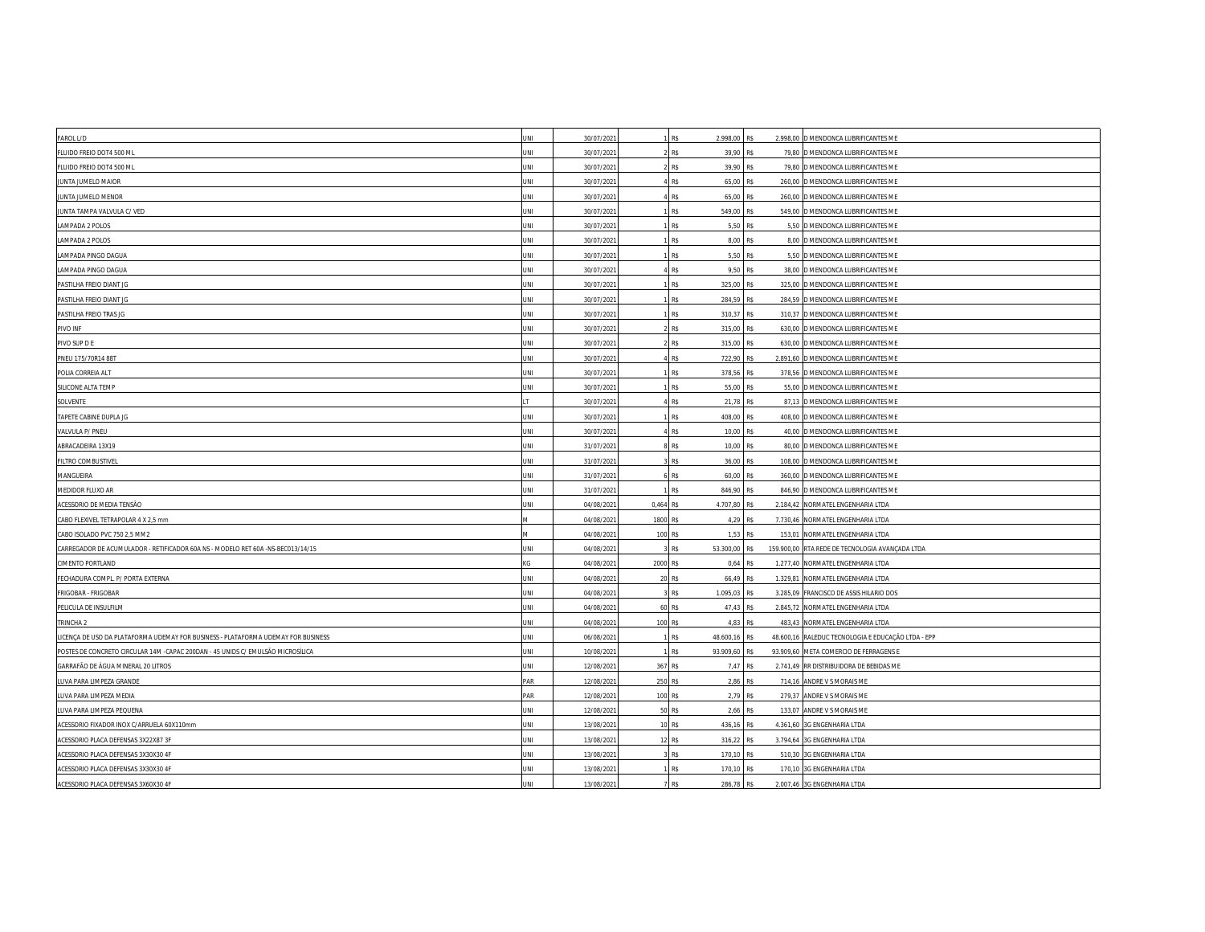| | | | | | | | | |
|---|---|---|---|---|---|---|---|---|
| FAROL L/D | UNI | 30/07/2021 | 1 | R$ | 2.998,00 | R$ | 2.998,00 | D MENDONCA LUBRIFICANTES ME |
| FLUIDO FREIO DOT4 500 ML | UNI | 30/07/2021 | 2 | R$ | 39,90 | R$ | 79,80 | D MENDONCA LUBRIFICANTES ME |
| FLUIDO FREIO DOT4 500 ML | UNI | 30/07/2021 | 2 | R$ | 39,90 | R$ | 79,80 | D MENDONCA LUBRIFICANTES ME |
| JUNTA JUMELO MAIOR | UNI | 30/07/2021 | 4 | R$ | 65,00 | R$ | 260,00 | D MENDONCA LUBRIFICANTES ME |
| JUNTA JUMELO MENOR | UNI | 30/07/2021 | 4 | R$ | 65,00 | R$ | 260,00 | D MENDONCA LUBRIFICANTES ME |
| JUNTA TAMPA VALVULA C/ VED | UNI | 30/07/2021 | 1 | R$ | 549,00 | R$ | 549,00 | D MENDONCA LUBRIFICANTES ME |
| LAMPADA 2 POLOS | UNI | 30/07/2021 | 1 | R$ | 5,50 | R$ | 5,50 | D MENDONCA LUBRIFICANTES ME |
| LAMPADA 2 POLOS | UNI | 30/07/2021 | 1 | R$ | 8,00 | R$ | 8,00 | D MENDONCA LUBRIFICANTES ME |
| LAMPADA PINGO DAGUA | UNI | 30/07/2021 | 1 | R$ | 5,50 | R$ | 5,50 | D MENDONCA LUBRIFICANTES ME |
| LAMPADA PINGO DAGUA | UNI | 30/07/2021 | 4 | R$ | 9,50 | R$ | 38,00 | D MENDONCA LUBRIFICANTES ME |
| PASTILHA FREIO DIANT JG | UNI | 30/07/2021 | 1 | R$ | 325,00 | R$ | 325,00 | D MENDONCA LUBRIFICANTES ME |
| PASTILHA FREIO DIANT JG | UNI | 30/07/2021 | 1 | R$ | 284,59 | R$ | 284,59 | D MENDONCA LUBRIFICANTES ME |
| PASTILHA FREIO TRAS JG | UNI | 30/07/2021 | 1 | R$ | 310,37 | R$ | 310,37 | D MENDONCA LUBRIFICANTES ME |
| PIVO INF | UNI | 30/07/2021 | 2 | R$ | 315,00 | R$ | 630,00 | D MENDONCA LUBRIFICANTES ME |
| PIVO SUP D E | UNI | 30/07/2021 | 2 | R$ | 315,00 | R$ | 630,00 | D MENDONCA LUBRIFICANTES ME |
| PNEU 175/70R14 88T | UNI | 30/07/2021 | 4 | R$ | 722,90 | R$ | 2.891,60 | D MENDONCA LUBRIFICANTES ME |
| POLIA CORREIA ALT | UNI | 30/07/2021 | 1 | R$ | 378,56 | R$ | 378,56 | D MENDONCA LUBRIFICANTES ME |
| SILICONE ALTA TEMP | UNI | 30/07/2021 | 1 | R$ | 55,00 | R$ | 55,00 | D MENDONCA LUBRIFICANTES ME |
| SOLVENTE | LT | 30/07/2021 | 4 | R$ | 21,78 | R$ | 87,13 | D MENDONCA LUBRIFICANTES ME |
| TAPETE CABINE DUPLA JG | UNI | 30/07/2021 | 1 | R$ | 408,00 | R$ | 408,00 | D MENDONCA LUBRIFICANTES ME |
| VALVULA P/ PNEU | UNI | 30/07/2021 | 4 | R$ | 10,00 | R$ | 40,00 | D MENDONCA LUBRIFICANTES ME |
| ABRACADEIRA 13X19 | UNI | 31/07/2021 | 8 | R$ | 10,00 | R$ | 80,00 | D MENDONCA LUBRIFICANTES ME |
| FILTRO COMBUSTIVEL | UNI | 31/07/2021 | 3 | R$ | 36,00 | R$ | 108,00 | D MENDONCA LUBRIFICANTES ME |
| MANGUEIRA | UNI | 31/07/2021 | 6 | R$ | 60,00 | R$ | 360,00 | D MENDONCA LUBRIFICANTES ME |
| MEDIDOR FLUXO AR | UNI | 31/07/2021 | 1 | R$ | 846,90 | R$ | 846,90 | D MENDONCA LUBRIFICANTES ME |
| ACESSORIO DE MEDIA TENSÃO | UNI | 04/08/2021 | 0,464 | R$ | 4.707,80 | R$ | 2.184,42 | NORMATEL ENGENHARIA LTDA |
| CABO FLEXIVEL TETRAPOLAR 4 X 2,5 mm | M | 04/08/2021 | 1800 | R$ | 4,29 | R$ | 7.730,46 | NORMATEL ENGENHARIA LTDA |
| CABO ISOLADO PVC 750 2,5 MM2 | M | 04/08/2021 | 100 | R$ | 1,53 | R$ | 153,01 | NORMATEL ENGENHARIA LTDA |
| CARREGADOR DE ACUMULADOR - RETIFICADOR 60A NS - MODELO RET 60A -NS-BEC013/14/15 | UNI | 04/08/2021 | 3 | R$ | 53.300,00 | R$ | 159.900,00 | RTA REDE DE TECNOLOGIA AVANÇADA LTDA |
| CIMENTO PORTLAND | KG | 04/08/2021 | 2000 | R$ | 0,64 | R$ | 1.277,40 | NORMATEL ENGENHARIA LTDA |
| FECHADURA COMPL. P/ PORTA EXTERNA | UNI | 04/08/2021 | 20 | R$ | 66,49 | R$ | 1.329,81 | NORMATEL ENGENHARIA LTDA |
| FRIGOBAR - FRIGOBAR | UNI | 04/08/2021 | 3 | R$ | 1.095,03 | R$ | 3.285,09 | FRANCISCO DE ASSIS HILARIO DOS |
| PELICULA DE INSULFILM | UNI | 04/08/2021 | 60 | R$ | 47,43 | R$ | 2.845,72 | NORMATEL ENGENHARIA LTDA |
| TRINCHA 2 | UNI | 04/08/2021 | 100 | R$ | 4,83 | R$ | 483,43 | NORMATEL ENGENHARIA LTDA |
| LICENÇA DE USO DA PLATAFORMA UDEMAY FOR BUSINESS - PLATAFORMA UDEMAY FOR BUSINESS | UNI | 06/08/2021 | 1 | R$ | 48.600,16 | R$ | 48.600,16 | RALEDUC TECNOLOGIA E EDUCAÇÃO LTDA - EPP |
| POSTES DE CONCRETO CIRCULAR 14M -CAPAC 200DAN - 45 UNIDS C/ EMULSÃO MICROSÍLICA | UNI | 10/08/2021 | 1 | R$ | 93.909,60 | R$ | 93.909,60 | META COMERCIO DE FERRAGENS E |
| GARRAFÃO DE ÁGUA MINERAL 20 LITROS | UNI | 12/08/2021 | 367 | R$ | 7,47 | R$ | 2.741,49 | RR DISTRIBUIDORA DE BEBIDAS ME |
| LUVA PARA LIMPEZA GRANDE | PAR | 12/08/2021 | 250 | R$ | 2,86 | R$ | 714,16 | ANDRE V S MORAIS ME |
| LUVA PARA LIMPEZA MEDIA | PAR | 12/08/2021 | 100 | R$ | 2,79 | R$ | 279,37 | ANDRE V S MORAIS ME |
| LUVA PARA LIMPEZA PEQUENA | UNI | 12/08/2021 | 50 | R$ | 2,66 | R$ | 133,07 | ANDRE V S MORAIS ME |
| ACESSORIO FIXADOR INOX C/ARRUELA 60X110mm | UNI | 13/08/2021 | 10 | R$ | 436,16 | R$ | 4.361,60 | 3G ENGENHARIA LTDA |
| ACESSORIO PLACA DEFENSAS 3X22X87 3F | UNI | 13/08/2021 | 12 | R$ | 316,22 | R$ | 3.794,64 | 3G ENGENHARIA LTDA |
| ACESSORIO PLACA DEFENSAS 3X30X30 4F | UNI | 13/08/2021 | 3 | R$ | 170,10 | R$ | 510,30 | 3G ENGENHARIA LTDA |
| ACESSORIO PLACA DEFENSAS 3X30X30 4F | UNI | 13/08/2021 | 1 | R$ | 170,10 | R$ | 170,10 | 3G ENGENHARIA LTDA |
| ACESSORIO PLACA DEFENSAS 3X60X30 4F | UNI | 13/08/2021 | 7 | R$ | 286,78 | R$ | 2.007,46 | 3G ENGENHARIA LTDA |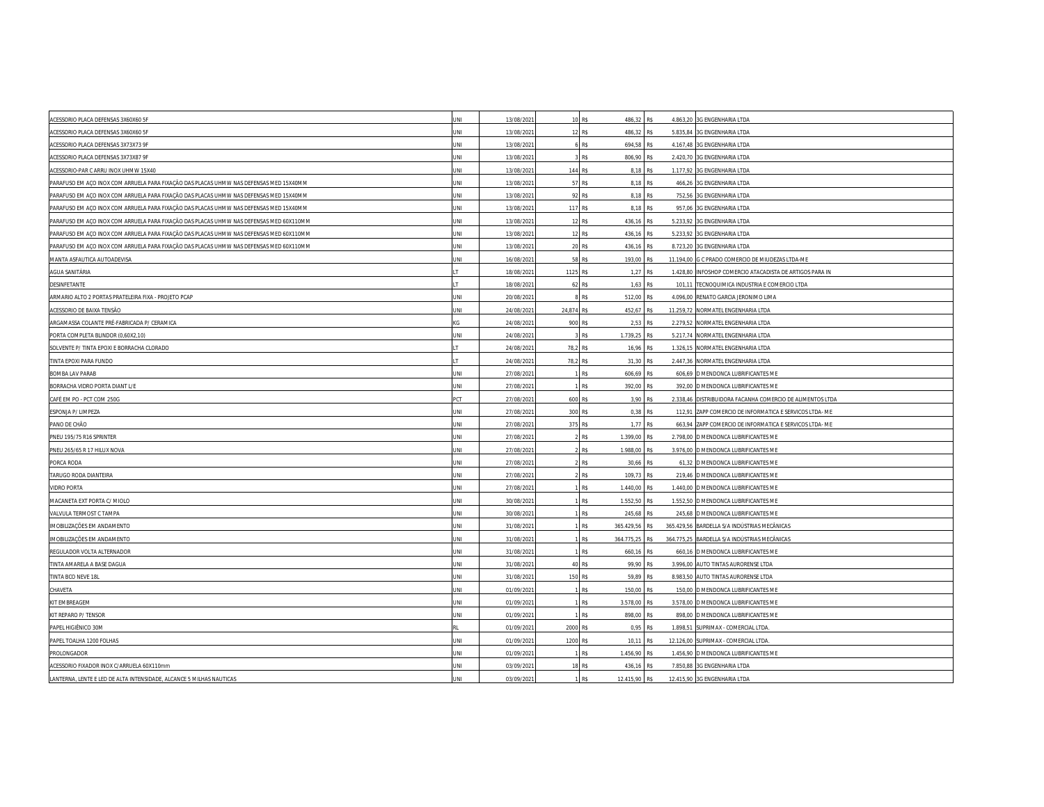| | | | | | | | |
|---|---|---|---|---|---|---|---|
| ACESSORIO PLACA DEFENSAS 3X60X60 5F | UNI | 13/08/2021 | 10 | R$ 486,32 | R$ 4.863,20 | 3G ENGENHARIA LTDA |
| ACESSORIO PLACA DEFENSAS 3X60X60 5F | UNI | 13/08/2021 | 12 | R$ 486,32 | R$ 5.835,84 | 3G ENGENHARIA LTDA |
| ACESSORIO PLACA DEFENSAS 3X73X73 9F | UNI | 13/08/2021 | 6 | R$ 694,58 | R$ 4.167,48 | 3G ENGENHARIA LTDA |
| ACESSORIO PLACA DEFENSAS 3X73X87 9F | UNI | 13/08/2021 | 3 | R$ 806,90 | R$ 2.420,70 | 3G ENGENHARIA LTDA |
| ACESSORIO-PAR C ARRU INOX UHMW 15X40 | UNI | 13/08/2021 | 144 | R$ 8,18 | R$ 1.177,92 | 3G ENGENHARIA LTDA |
| PARAFUSO EM AÇO INOX COM ARRUELA PARA FIXAÇÃO DAS PLACAS UHMW NAS DEFENSAS MED 15X40MM | UNI | 13/08/2021 | 57 | R$ 8,18 | R$ 466,26 | 3G ENGENHARIA LTDA |
| PARAFUSO EM AÇO INOX COM ARRUELA PARA FIXAÇÃO DAS PLACAS UHMW NAS DEFENSAS MED 15X40MM | UNI | 13/08/2021 | 92 | R$ 8,18 | R$ 752,56 | 3G ENGENHARIA LTDA |
| PARAFUSO EM AÇO INOX COM ARRUELA PARA FIXAÇÃO DAS PLACAS UHMW NAS DEFENSAS MED 15X40MM | UNI | 13/08/2021 | 117 | R$ 8,18 | R$ 957,06 | 3G ENGENHARIA LTDA |
| PARAFUSO EM AÇO INOX COM ARRUELA PARA FIXAÇÃO DAS PLACAS UHMW NAS DEFENSAS MED 60X110MM | UNI | 13/08/2021 | 12 | R$ 436,16 | R$ 5.233,92 | 3G ENGENHARIA LTDA |
| PARAFUSO EM AÇO INOX COM ARRUELA PARA FIXAÇÃO DAS PLACAS UHMW NAS DEFENSAS MED 60X110MM | UNI | 13/08/2021 | 12 | R$ 436,16 | R$ 5.233,92 | 3G ENGENHARIA LTDA |
| PARAFUSO EM AÇO INOX COM ARRUELA PARA FIXAÇÃO DAS PLACAS UHMW NAS DEFENSAS MED 60X110MM | UNI | 13/08/2021 | 20 | R$ 436,16 | R$ 8.723,20 | 3G ENGENHARIA LTDA |
| MANTA ASFAUTICA AUTOADEVISA | UNI | 16/08/2021 | 58 | R$ 193,00 | R$ 11.194,00 | G C PRADO COMERCIO DE MIUDEZAS LTDA-ME |
| AGUA SANITÁRIA | LT | 18/08/2021 | 1125 | R$ 1,27 | R$ 1.428,80 | INFOSHOP COMERCIO ATACADISTA DE ARTIGOS PARA IN |
| DESINFETANTE | LT | 18/08/2021 | 62 | R$ 1,63 | R$ 101,11 | TECNOQUIMICA INDUSTRIA E COMERCIO LTDA |
| ARMARIO ALTO 2 PORTAS PRATELEIRA FIXA - PROJETO PCAP | UNI | 20/08/2021 | 8 | R$ 512,00 | R$ 4.096,00 | RENATO GARCIA JERONIMO LIMA |
| ACESSORIO DE BAIXA TENSÃO | UNI | 24/08/2021 | 24,874 | R$ 452,67 | R$ 11.259,72 | NORMATEL ENGENHARIA LTDA |
| ARGAMASSA COLANTE PRÉ-FABRICADA P/ CERAMICA | KG | 24/08/2021 | 900 | R$ 2,53 | R$ 2.279,52 | NORMATEL ENGENHARIA LTDA |
| PORTA COMPLETA BLINDOR (0,60X2,10) | UNI | 24/08/2021 | 3 | R$ 1.739,25 | R$ 5.217,74 | NORMATEL ENGENHARIA LTDA |
| SOLVENTE P/ TINTA EPOXI E BORRACHA CLORADO | LT | 24/08/2021 | 78,2 | R$ 16,96 | R$ 1.326,15 | NORMATEL ENGENHARIA LTDA |
| TINTA EPOXI PARA FUNDO | LT | 24/08/2021 | 78,2 | R$ 31,30 | R$ 2.447,36 | NORMATEL ENGENHARIA LTDA |
| BOMBA LAV PARAB | UNI | 27/08/2021 | 1 | R$ 606,69 | R$ 606,69 | D MENDONCA LUBRIFICANTES ME |
| BORRACHA VIDRO PORTA DIANT L/E | UNI | 27/08/2021 | 1 | R$ 392,00 | R$ 392,00 | D MENDONCA LUBRIFICANTES ME |
| CAFÉ EM PO - PCT COM 250G | PCT | 27/08/2021 | 600 | R$ 3,90 | R$ 2.338,46 | DISTRIBUIDORA FACANHA COMERCIO DE ALIMENTOS LTDA |
| ESPONJA P/ LIMPEZA | UNI | 27/08/2021 | 300 | R$ 0,38 | R$ 112,91 | ZAPP COMERCIO DE INFORMATICA E SERVICOS LTDA- ME |
| PANO DE CHÃO | UNI | 27/08/2021 | 375 | R$ 1,77 | R$ 663,94 | ZAPP COMERCIO DE INFORMATICA E SERVICOS LTDA- ME |
| PNEU 195/75 R16 SPRINTER | UNI | 27/08/2021 | 2 | R$ 1.399,00 | R$ 2.798,00 | D MENDONCA LUBRIFICANTES ME |
| PNEU 265/65 R 17 HILUX NOVA | UNI | 27/08/2021 | 2 | R$ 1.988,00 | R$ 3.976,00 | D MENDONCA LUBRIFICANTES ME |
| PORCA RODA | UNI | 27/08/2021 | 2 | R$ 30,66 | R$ 61,32 | D MENDONCA LUBRIFICANTES ME |
| TARUGO RODA DIANTEIRA | UNI | 27/08/2021 | 2 | R$ 109,73 | R$ 219,46 | D MENDONCA LUBRIFICANTES ME |
| VIDRO PORTA | UNI | 27/08/2021 | 1 | R$ 1.440,00 | R$ 1.440,00 | D MENDONCA LUBRIFICANTES ME |
| MACANETA EXT PORTA C/ MIOLO | UNI | 30/08/2021 | 1 | R$ 1.552,50 | R$ 1.552,50 | D MENDONCA LUBRIFICANTES ME |
| VALVULA TERMOST C TAMPA | UNI | 30/08/2021 | 1 | R$ 245,68 | R$ 245,68 | D MENDONCA LUBRIFICANTES ME |
| IMOBILIZAÇÕES EM ANDAMENTO | UNI | 31/08/2021 | 1 | R$ 365.429,56 | R$ 365.429,56 | BARDELLA S/A INDÚSTRIAS MECÂNICAS |
| IMOBILIZAÇÕES EM ANDAMENTO | UNI | 31/08/2021 | 1 | R$ 364.775,25 | R$ 364.775,25 | BARDELLA S/A INDÚSTRIAS MECÂNICAS |
| REGULADOR VOLTA ALTERNADOR | UNI | 31/08/2021 | 1 | R$ 660,16 | R$ 660,16 | D MENDONCA LUBRIFICANTES ME |
| TINTA AMARELA A BASE DAGUA | UNI | 31/08/2021 | 40 | R$ 99,90 | R$ 3.996,00 | AUTO TINTAS AURORENSE LTDA |
| TINTA BCO NEVE 18L | UNI | 31/08/2021 | 150 | R$ 59,89 | R$ 8.983,50 | AUTO TINTAS AURORENSE LTDA |
| CHAVETA | UNI | 01/09/2021 | 1 | R$ 150,00 | R$ 150,00 | D MENDONCA LUBRIFICANTES ME |
| KIT EMBREAGEM | UNI | 01/09/2021 | 1 | R$ 3.578,00 | R$ 3.578,00 | D MENDONCA LUBRIFICANTES ME |
| KIT REPARO P/ TENSOR | UNI | 01/09/2021 | 1 | R$ 898,00 | R$ 898,00 | D MENDONCA LUBRIFICANTES ME |
| PAPEL HIGIÊNICO 30M | RL | 01/09/2021 | 2000 | R$ 0,95 | R$ 1.898,51 | SUPRIMAX - COMERCIAL LTDA. |
| PAPEL TOALHA 1200 FOLHAS | UNI | 01/09/2021 | 1200 | R$ 10,11 | R$ 12.126,00 | SUPRIMAX - COMERCIAL LTDA. |
| PROLONGADOR | UNI | 01/09/2021 | 1 | R$ 1.456,90 | R$ 1.456,90 | D MENDONCA LUBRIFICANTES ME |
| ACESSORIO FIXADOR INOX C/ARRUELA 60X110mm | UNI | 03/09/2021 | 18 | R$ 436,16 | R$ 7.850,88 | 3G ENGENHARIA LTDA |
| LANTERNA, LENTE E LED DE ALTA INTENSIDADE, ALCANCE 5 MILHAS NAUTICAS | UNI | 03/09/2021 | 1 | R$ 12.415,90 | R$ 12.415,90 | 3G ENGENHARIA LTDA |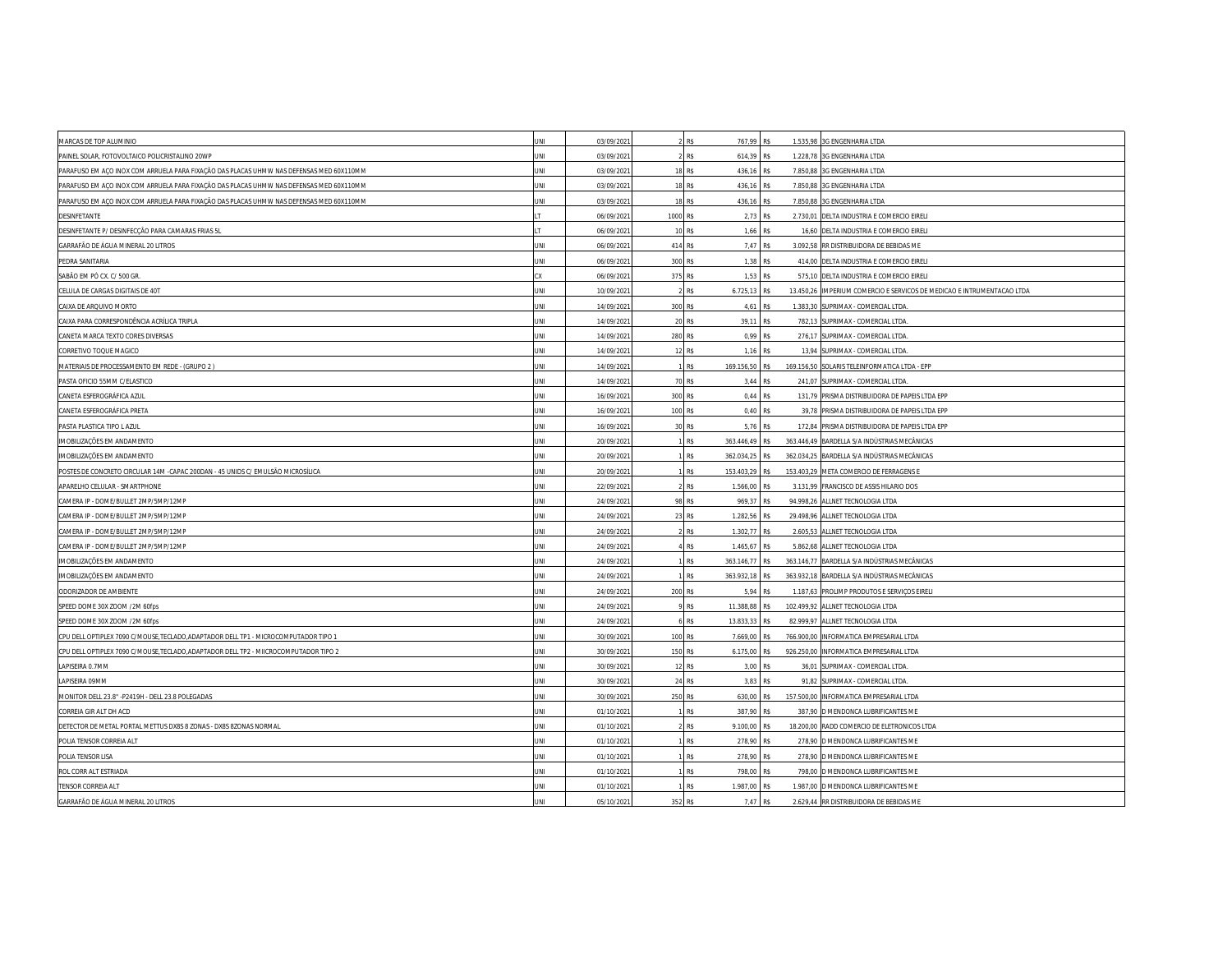| | | | | | | | | |
|---|---|---|---|---|---|---|---|---|
| MARCAS DE TOP ALUMINIO | UNI | 03/09/2021 | 2 | R$ | 767,99 | R$ | 1.535,98 | 3G ENGENHARIA LTDA |
| PAINEL SOLAR, FOTOVOLTAICO POLICRISTALINO 20WP | UNI | 03/09/2021 | 2 | R$ | 614,39 | R$ | 1.228,78 | 3G ENGENHARIA LTDA |
| PARAFUSO EM AÇO INOX COM ARRUELA PARA FIXAÇÃO DAS PLACAS UHMW NAS DEFENSAS MED 60X110MM | UNI | 03/09/2021 | 18 | R$ | 436,16 | R$ | 7.850,88 | 3G ENGENHARIA LTDA |
| PARAFUSO EM AÇO INOX COM ARRUELA PARA FIXAÇÃO DAS PLACAS UHMW NAS DEFENSAS MED 60X110MM | UNI | 03/09/2021 | 18 | R$ | 436,16 | R$ | 7.850,88 | 3G ENGENHARIA LTDA |
| PARAFUSO EM AÇO INOX COM ARRUELA PARA FIXAÇÃO DAS PLACAS UHMW NAS DEFENSAS MED 60X110MM | UNI | 03/09/2021 | 18 | R$ | 436,16 | R$ | 7.850,88 | 3G ENGENHARIA LTDA |
| DESINFETANTE | LT | 06/09/2021 | 1000 | R$ | 2,73 | R$ | 2.730,01 | DELTA INDUSTRIA E COMERCIO EIRELI |
| DESINFETANTE P/ DESINFECÇÃO PARA CAMARAS FRIAS 5L | LT | 06/09/2021 | 10 | R$ | 1,66 | R$ | 16,60 | DELTA INDUSTRIA E COMERCIO EIRELI |
| GARRAFÃO DE ÁGUA MINERAL 20 LITROS | UNI | 06/09/2021 | 414 | R$ | 7,47 | R$ | 3.092,58 | RR DISTRIBUIDORA DE BEBIDAS ME |
| PEDRA SANITARIA | UNI | 06/09/2021 | 300 | R$ | 1,38 | R$ | 414,00 | DELTA INDUSTRIA E COMERCIO EIRELI |
| SABÃO EM PÓ CX. C/ 500 GR. | CX | 06/09/2021 | 375 | R$ | 1,53 | R$ | 575,10 | DELTA INDUSTRIA E COMERCIO EIRELI |
| CELULA DE CARGAS DIGITAIS DE 40T | UNI | 10/09/2021 | 2 | R$ | 6.725,13 | R$ | 13.450,26 | IMPERIUM COMERCIO E SERVICOS DE MEDICAO E INTRUMENTACAO LTDA |
| CAIXA DE ARQUIVO MORTO | UNI | 14/09/2021 | 300 | R$ | 4,61 | R$ | 1.383,30 | SUPRIMAX - COMERCIAL LTDA. |
| CAIXA PARA CORRESPONDÊNCIA ACRÍLICA TRIPLA | UNI | 14/09/2021 | 20 | R$ | 39,11 | R$ | 782,13 | SUPRIMAX - COMERCIAL LTDA. |
| CANETA MARCA TEXTO CORES DIVERSAS | UNI | 14/09/2021 | 280 | R$ | 0,99 | R$ | 276,17 | SUPRIMAX - COMERCIAL LTDA. |
| CORRETIVO TOQUE MAGICO | UNI | 14/09/2021 | 12 | R$ | 1,16 | R$ | 13,94 | SUPRIMAX - COMERCIAL LTDA. |
| MATERIAIS DE PROCESSAMENTO EM REDE - (GRUPO 2 ) | UNI | 14/09/2021 | 1 | R$ | 169.156,50 | R$ | 169.156,50 | SOLARIS TELEINFORMATICA LTDA - EPP |
| PASTA OFICIO 55MM C/ELASTICO | UNI | 14/09/2021 | 70 | R$ | 3,44 | R$ | 241,07 | SUPRIMAX - COMERCIAL LTDA. |
| CANETA ESFEROGRÁFICA AZUL | UNI | 16/09/2021 | 300 | R$ | 0,44 | R$ | 131,79 | PRISMA DISTRIBUIDORA DE PAPEIS LTDA EPP |
| CANETA ESFEROGRÁFICA PRETA | UNI | 16/09/2021 | 100 | R$ | 0,40 | R$ | 39,78 | PRISMA DISTRIBUIDORA DE PAPEIS LTDA EPP |
| PASTA PLASTICA TIPO L AZUL | UNI | 16/09/2021 | 30 | R$ | 5,76 | R$ | 172,84 | PRISMA DISTRIBUIDORA DE PAPEIS LTDA EPP |
| IMOBILIZAÇÕES EM ANDAMENTO | UNI | 20/09/2021 | 1 | R$ | 363.446,49 | R$ | 363.446,49 | BARDELLA S/A INDÚSTRIAS MECÂNICAS |
| IMOBILIZAÇÕES EM ANDAMENTO | UNI | 20/09/2021 | 1 | R$ | 362.034,25 | R$ | 362.034,25 | BARDELLA S/A INDÚSTRIAS MECÂNICAS |
| POSTES DE CONCRETO CIRCULAR 14M -CAPAC 200DAN - 45 UNIDS C/ EMULSÃO MICROSÍLICA | UNI | 20/09/2021 | 1 | R$ | 153.403,29 | R$ | 153.403,29 | META COMERCIO DE FERRAGENS E |
| APARELHO CELULAR - SMARTPHONE | UNI | 22/09/2021 | 2 | R$ | 1.566,00 | R$ | 3.131,99 | FRANCISCO DE ASSIS HILARIO DOS |
| CAMERA IP - DOME/BULLET 2MP/5MP/12MP | UNI | 24/09/2021 | 98 | R$ | 969,37 | R$ | 94.998,26 | ALLNET TECNOLOGIA LTDA |
| CAMERA IP - DOME/BULLET 2MP/5MP/12MP | UNI | 24/09/2021 | 23 | R$ | 1.282,56 | R$ | 29.498,96 | ALLNET TECNOLOGIA LTDA |
| CAMERA IP - DOME/BULLET 2MP/5MP/12MP | UNI | 24/09/2021 | 2 | R$ | 1.302,77 | R$ | 2.605,53 | ALLNET TECNOLOGIA LTDA |
| CAMERA IP - DOME/BULLET 2MP/5MP/12MP | UNI | 24/09/2021 | 4 | R$ | 1.465,67 | R$ | 5.862,68 | ALLNET TECNOLOGIA LTDA |
| IMOBILIZAÇÕES EM ANDAMENTO | UNI | 24/09/2021 | 1 | R$ | 363.146,77 | R$ | 363.146,77 | BARDELLA S/A INDÚSTRIAS MECÂNICAS |
| IMOBILIZAÇÕES EM ANDAMENTO | UNI | 24/09/2021 | 1 | R$ | 363.932,18 | R$ | 363.932,18 | BARDELLA S/A INDÚSTRIAS MECÂNICAS |
| ODORIZADOR DE AMBIENTE | UNI | 24/09/2021 | 200 | R$ | 5,94 | R$ | 1.187,63 | PROLIMP PRODUTOS E SERVIÇOS EIRELI |
| SPEED DOME 30X ZOOM /2M 60fps | UNI | 24/09/2021 | 9 | R$ | 11.388,88 | R$ | 102.499,92 | ALLNET TECNOLOGIA LTDA |
| SPEED DOME 30X ZOOM /2M 60fps | UNI | 24/09/2021 | 6 | R$ | 13.833,33 | R$ | 82.999,97 | ALLNET TECNOLOGIA LTDA |
| CPU DELL OPTIPLEX 7090 C/MOUSE,TECLADO,ADAPTADOR DELL TP1 - MICROCOMPUTADOR TIPO 1 | UNI | 30/09/2021 | 100 | R$ | 7.669,00 | R$ | 766.900,00 | INFORMATICA EMPRESARIAL LTDA |
| CPU DELL OPTIPLEX 7090 C/MOUSE,TECLADO,ADAPTADOR DELL TP2 - MIICROCOMPUTADOR TIPO 2 | UNI | 30/09/2021 | 150 | R$ | 6.175,00 | R$ | 926.250,00 | INFORMATICA EMPRESARIAL LTDA |
| LAPISEIRA 0.7MM | UNI | 30/09/2021 | 12 | R$ | 3,00 | R$ | 36,01 | SUPRIMAX - COMERCIAL LTDA. |
| LAPISEIRA 09MM | UNI | 30/09/2021 | 24 | R$ | 3,83 | R$ | 91,82 | SUPRIMAX - COMERCIAL LTDA. |
| MONITOR DELL 23.8" -P2419H - DELL 23.8 POLEGADAS | UNI | 30/09/2021 | 250 | R$ | 630,00 | R$ | 157.500,00 | INFORMATICA EMPRESARIAL LTDA |
| CORREIA GIR ALT DH ACD | UNI | 01/10/2021 | 1 | R$ | 387,90 | R$ | 387,90 | D MENDONCA LUBRIFICANTES ME |
| DETECTOR DE METAL PORTAL METTUS DX8S 8 ZONAS - DX8S 8ZONAS NORMAL | UNI | 01/10/2021 | 2 | R$ | 9.100,00 | R$ | 18.200,00 | RADD COMERCIO DE ELETRONICOS LTDA |
| POLIA TENSOR CORREIA ALT | UNI | 01/10/2021 | 1 | R$ | 278,90 | R$ | 278,90 | D MENDONCA LUBRIFICANTES ME |
| POLIA TENSOR LISA | UNI | 01/10/2021 | 1 | R$ | 278,90 | R$ | 278,90 | D MENDONCA LUBRIFICANTES ME |
| ROL CORR ALT ESTRIADA | UNI | 01/10/2021 | 1 | R$ | 798,00 | R$ | 798,00 | D MENDONCA LUBRIFICANTES ME |
| TENSOR CORREIA ALT | UNI | 01/10/2021 | 1 | R$ | 1.987,00 | R$ | 1.987,00 | D MENDONCA LUBRIFICANTES ME |
| GARRAFÃO DE ÁGUA MINERAL 20 LITROS | UNI | 05/10/2021 | 352 | R$ | 7,47 | R$ | 2.629,44 | RR DISTRIBUIDORA DE BEBIDAS ME |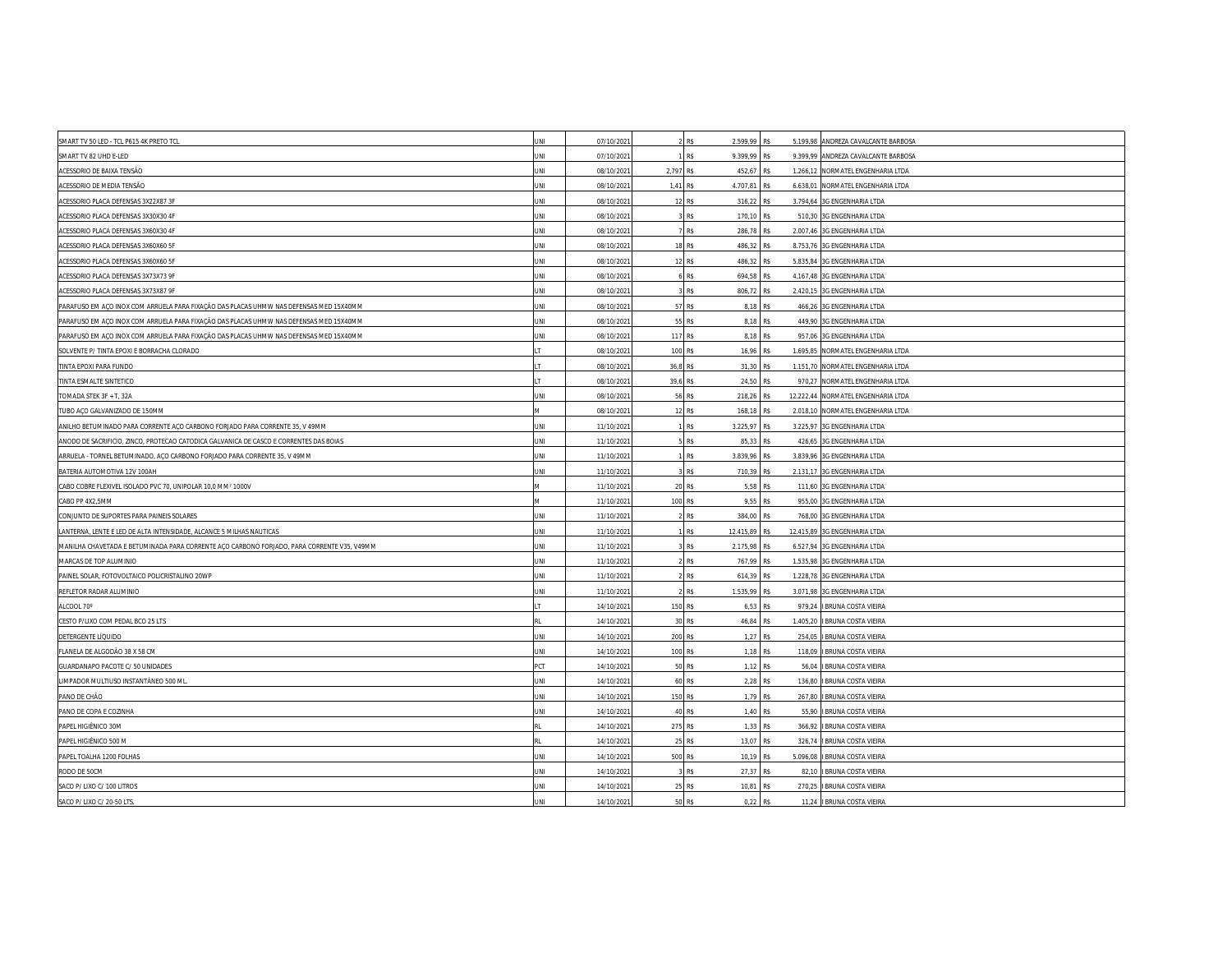| | | | | | | | |
|---|---|---|---|---|---|---|---|
| SMART TV 50 LED - TCL P615 4K PRETO TCL | UNI | 07/10/2021 | 2 | R$ 2.599,99 | R$ | 5.199,98 | ANDREZA CAVALCANTE BARBOSA |
| SMART TV 82 UHD E-LED | UNI | 07/10/2021 | 1 | R$ 9.399,99 | R$ | 9.399,99 | ANDREZA CAVALCANTE BARBOSA |
| ACESSORIO DE BAIXA TENSÃO | UNI | 08/10/2021 | 2,797 | R$ 452,67 | R$ | 1.266,12 | NORMATEL ENGENHARIA LTDA |
| ACESSORIO DE MEDIA TENSÃO | UNI | 08/10/2021 | 1,41 | R$ 4.707,81 | R$ | 6.638,01 | NORMATEL ENGENHARIA LTDA |
| ACESSORIO PLACA DEFENSAS 3X22X87 3F | UNI | 08/10/2021 | 12 | R$ 316,22 | R$ | 3.794,64 | 3G ENGENHARIA LTDA |
| ACESSORIO PLACA DEFENSAS 3X30X30 4F | UNI | 08/10/2021 | 3 | R$ 170,10 | R$ | 510,30 | 3G ENGENHARIA LTDA |
| ACESSORIO PLACA DEFENSAS 3X60X30 4F | UNI | 08/10/2021 | 7 | R$ 286,78 | R$ | 2.007,46 | 3G ENGENHARIA LTDA |
| ACESSORIO PLACA DEFENSAS 3X60X60 5F | UNI | 08/10/2021 | 18 | R$ 486,32 | R$ | 8.753,76 | 3G ENGENHARIA LTDA |
| ACESSORIO PLACA DEFENSAS 3X60X60 5F | UNI | 08/10/2021 | 12 | R$ 486,32 | R$ | 5.835,84 | 3G ENGENHARIA LTDA |
| ACESSORIO PLACA DEFENSAS 3X73X73 9F | UNI | 08/10/2021 | 6 | R$ 694,58 | R$ | 4.167,48 | 3G ENGENHARIA LTDA |
| ACESSORIO PLACA DEFENSAS 3X73X87 9F | UNI | 08/10/2021 | 3 | R$ 806,72 | R$ | 2.420,15 | 3G ENGENHARIA LTDA |
| PARAFUSO EM AÇO INOX COM ARRUELA PARA FIXAÇÃO DAS PLACAS UHMW NAS DEFENSAS MED 15X40MM | UNI | 08/10/2021 | 57 | R$ 8,18 | R$ | 466,26 | 3G ENGENHARIA LTDA |
| PARAFUSO EM AÇO INOX COM ARRUELA PARA FIXAÇÃO DAS PLACAS UHMW NAS DEFENSAS MED 15X40MM | UNI | 08/10/2021 | 55 | R$ 8,18 | R$ | 449,90 | 3G ENGENHARIA LTDA |
| PARAFUSO EM AÇO INOX COM ARRUELA PARA FIXAÇÃO DAS PLACAS UHMW NAS DEFENSAS MED 15X40MM | UNI | 08/10/2021 | 117 | R$ 8,18 | R$ | 957,06 | 3G ENGENHARIA LTDA |
| SOLVENTE P/ TINTA EPOXI E BORRACHA CLORADO | LT | 08/10/2021 | 100 | R$ 16,96 | R$ | 1.695,85 | NORMATEL ENGENHARIA LTDA |
| TINTA EPOXI PARA FUNDO | LT | 08/10/2021 | 36,8 | R$ 31,30 | R$ | 1.151,70 | NORMATEL ENGENHARIA LTDA |
| TINTA ESMALTE SINTETICO | LT | 08/10/2021 | 39,6 | R$ 24,50 | R$ | 970,27 | NORMATEL ENGENHARIA LTDA |
| TOMADA STEK 3F +T, 32A | UNI | 08/10/2021 | 56 | R$ 218,26 | R$ | 12.222,44 | NORMATEL ENGENHARIA LTDA |
| TUBO AÇO GALVANIZADO DE 150MM | M | 08/10/2021 | 12 | R$ 168,18 | R$ | 2.018,10 | NORMATEL ENGENHARIA LTDA |
| ANILHO BETUMINADO PARA CORRENTE AÇO CARBONO FORJADO PARA CORRENTE 35, V 49MM | UNI | 11/10/2021 | 1 | R$ 3.225,97 | R$ | 3.225,97 | 3G ENGENHARIA LTDA |
| ANODO DE SACRIFICIO, ZINCO, PROTECAO CATODICA GALVANICA DE CASCO E CORRENTES DAS BOIAS | UNI | 11/10/2021 | 5 | R$ 85,33 | R$ | 426,65 | 3G ENGENHARIA LTDA |
| ARRUELA - TORNEL BETUMINADO, AÇO CARBONO FORJADO PARA CORRENTE 35, V 49MM | UNI | 11/10/2021 | 1 | R$ 3.839,96 | R$ | 3.839,96 | 3G ENGENHARIA LTDA |
| BATERIA AUTOMOTIVA 12V 100AH | UNI | 11/10/2021 | 3 | R$ 710,39 | R$ | 2.131,17 | 3G ENGENHARIA LTDA |
| CABO COBRE FLEXIVEL ISOLADO PVC 70, UNIPOLAR 10,0 MM² 1000V | M | 11/10/2021 | 20 | R$ 5,58 | R$ | 111,60 | 3G ENGENHARIA LTDA |
| CABO PP 4X2,5MM | M | 11/10/2021 | 100 | R$ 9,55 | R$ | 955,00 | 3G ENGENHARIA LTDA |
| CONJUNTO DE SUPORTES PARA PAINEIS SOLARES | UNI | 11/10/2021 | 2 | R$ 384,00 | R$ | 768,00 | 3G ENGENHARIA LTDA |
| LANTERNA, LENTE E LED DE ALTA INTENSIDADE, ALCANCE 5 MILHAS NAUTICAS | UNI | 11/10/2021 | 1 | R$ 12.415,89 | R$ | 12.415,89 | 3G ENGENHARIA LTDA |
| MANILHA CHAVETADA E BETUMINADA PARA CORRENTE AÇO CARBONO FORJADO, PARA CORRENTE V35, V49MM | UNI | 11/10/2021 | 3 | R$ 2.175,98 | R$ | 6.527,94 | 3G ENGENHARIA LTDA |
| MARCAS DE TOP ALUMINIO | UNI | 11/10/2021 | 2 | R$ 767,99 | R$ | 1.535,98 | 3G ENGENHARIA LTDA |
| PAINEL SOLAR, FOTOVOLTAICO POLICRISTALINO 20WP | UNI | 11/10/2021 | 2 | R$ 614,39 | R$ | 1.228,78 | 3G ENGENHARIA LTDA |
| REFLETOR RADAR ALUMINIO | UNI | 11/10/2021 | 2 | R$ 1.535,99 | R$ | 3.071,98 | 3G ENGENHARIA LTDA |
| ÁLCOOL 70º | LT | 14/10/2021 | 150 | R$ 6,53 | R$ | 979,24 | I BRUNA COSTA VIEIRA |
| CESTO P/LIXO COM PEDAL BCO 25 LTS | RL | 14/10/2021 | 30 | R$ 46,84 | R$ | 1.405,20 | I BRUNA COSTA VIEIRA |
| DETERGENTE LÍQUIDO | UNI | 14/10/2021 | 200 | R$ 1,27 | R$ | 254,05 | I BRUNA COSTA VIEIRA |
| FLANELA DE ALGODÃO 38 X 58 CM | UNI | 14/10/2021 | 100 | R$ 1,18 | R$ | 118,09 | I BRUNA COSTA VIEIRA |
| GUARDANAPO PACOTE C/ 50 UNIDADES | PCT | 14/10/2021 | 50 | R$ 1,12 | R$ | 56,04 | I BRUNA COSTA VIEIRA |
| LIMPADOR MULTIUSO INSTANTÂNEO 500 ML. | UNI | 14/10/2021 | 60 | R$ 2,28 | R$ | 136,80 | I BRUNA COSTA VIEIRA |
| PANO DE CHÃO | UNI | 14/10/2021 | 150 | R$ 1,79 | R$ | 267,80 | I BRUNA COSTA VIEIRA |
| PANO DE COPA E COZINHA | UNI | 14/10/2021 | 40 | R$ 1,40 | R$ | 55,90 | I BRUNA COSTA VIEIRA |
| PAPEL HIGIÊNICO 30M | RL | 14/10/2021 | 275 | R$ 1,33 | R$ | 366,92 | I BRUNA COSTA VIEIRA |
| PAPEL HIGIÊNICO 500 M | RL | 14/10/2021 | 25 | R$ 13,07 | R$ | 326,74 | I BRUNA COSTA VIEIRA |
| PAPEL TOALHA 1200 FOLHAS | UNI | 14/10/2021 | 500 | R$ 10,19 | R$ | 5.096,08 | I BRUNA COSTA VIEIRA |
| RODO DE 50CM | UNI | 14/10/2021 | 3 | R$ 27,37 | R$ | 82,10 | I BRUNA COSTA VIEIRA |
| SACO P/ LIXO C/ 100 LITROS | UNI | 14/10/2021 | 25 | R$ 10,81 | R$ | 270,25 | I BRUNA COSTA VIEIRA |
| SACO P/ LIXO C/ 20-50 LTS. | UNI | 14/10/2021 | 50 | R$ 0,22 | R$ | 11,24 | I BRUNA COSTA VIEIRA |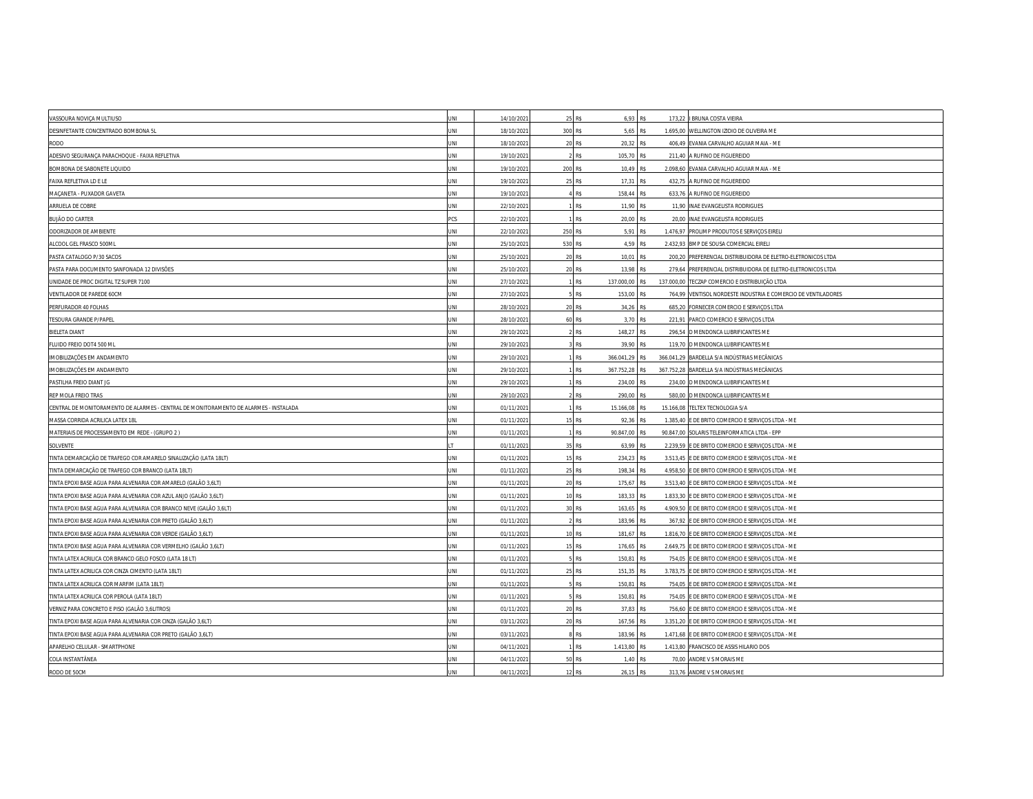| | | | | | | | |
|---|---|---|---|---|---|---|---|
| VASSOURA NOVIÇA MULTIUSO | UNI | 14/10/2021 | 25 | R$ 6,93 | R$ | 173,22 | I BRUNA COSTA VIEIRA |
| DESINFETANTE CONCENTRADO BOMBONA 5L | UNI | 18/10/2021 | 300 | R$ 5,65 | R$ | 1.695,00 | WELLINGTON IZIDIO DE OLIVEIRA ME |
| RODO | UNI | 18/10/2021 | 20 | R$ 20,32 | R$ | 406,49 | EVANIA CARVALHO AGUIAR MAIA - ME |
| ADESIVO SEGURANÇA PARACHOQUE - FAIXA REFLETIVA | UNI | 19/10/2021 | 2 | R$ 105,70 | R$ | 211,40 | A RUFINO DE FIGUEREIDO |
| BOMBONA DE SABONETE LIQUIDO | UNI | 19/10/2021 | 200 | R$ 10,49 | R$ | 2.098,60 | EVANIA CARVALHO AGUIAR MAIA - ME |
| FAIXA REFLETIVA LD E LE | UNI | 19/10/2021 | 25 | R$ 17,31 | R$ | 432,75 | A RUFINO DE FIGUEREIDO |
| MAÇANETA - PUXADOR GAVETA | UNI | 19/10/2021 | 4 | R$ 158,44 | R$ | 633,76 | A RUFINO DE FIGUEREIDO |
| ARRUELA DE COBRE | UNI | 22/10/2021 | 1 | R$ 11,90 | R$ | 11,90 | INAE EVANGELISTA RODRIGUES |
| BUJÃO DO CARTER | PCS | 22/10/2021 | 1 | R$ 20,00 | R$ | 20,00 | INAE EVANGELISTA RODRIGUES |
| ODORIZADOR DE AMBIENTE | UNI | 22/10/2021 | 250 | R$ 5,91 | R$ | 1.476,97 | PROLIMP PRODUTOS E SERVIÇOS EIRELI |
| ALCOOL GEL FRASCO 500ML | UNI | 25/10/2021 | 530 | R$ 4,59 | R$ | 2.432,93 | BMP DE SOUSA COMERCIAL EIRELI |
| PASTA CATALOGO P/30 SACOS | UNI | 25/10/2021 | 20 | R$ 10,01 | R$ | 200,20 | PREFERENCIAL DISTRIBUIDORA DE ELETRO-ELETRONICOS LTDA |
| PASTA PARA DOCUMENTO SANFONADA 12 DIVISÕES | UNI | 25/10/2021 | 20 | R$ 13,98 | R$ | 279,64 | PREFERENCIAL DISTRIBUIDORA DE ELETRO-ELETRONICOS LTDA |
| UNIDADE DE PROC DIGITAL TZ SUPER 7100 | UNI | 27/10/2021 | 1 | R$ 137.000,00 | R$ | 137.000,00 | TECZAP COMERCIO E DISTRIBUIÇÃO LTDA |
| VENTILADOR DE PAREDE 60CM | UNI | 27/10/2021 | 5 | R$ 153,00 | R$ | 764,99 | VENTISOL NORDESTE INDUSTRIA E COMERCIO DE VENTILADORES |
| PERFURADOR 40 FOLHAS | UNI | 28/10/2021 | 20 | R$ 34,26 | R$ | 685,20 | FORNECER COMERCIO E SERVIÇOS LTDA |
| TESOURA GRANDE P/PAPEL | UNI | 28/10/2021 | 60 | R$ 3,70 | R$ | 221,91 | PARCO COMERCIO E SERVIÇOS LTDA |
| BIELETA DIANT | UNI | 29/10/2021 | 2 | R$ 148,27 | R$ | 296,54 | D MENDONCA LUBRIFICANTES ME |
| FLUIDO FREIO DOT4 500 ML | UNI | 29/10/2021 | 3 | R$ 39,90 | R$ | 119,70 | D MENDONCA LUBRIFICANTES ME |
| IMOBILIZAÇÕES EM ANDAMENTO | UNI | 29/10/2021 | 1 | R$ 366.041,29 | R$ | 366.041,29 | BARDELLA S/A INDÚSTRIAS MECÂNICAS |
| IMOBILIZAÇÕES EM ANDAMENTO | UNI | 29/10/2021 | 1 | R$ 367.752,28 | R$ | 367.752,28 | BARDELLA S/A INDÚSTRIAS MECÂNICAS |
| PASTILHA FREIO DIANT JG | UNI | 29/10/2021 | 1 | R$ 234,00 | R$ | 234,00 | D MENDONCA LUBRIFICANTES ME |
| REP MOLA FREIO TRAS | UNI | 29/10/2021 | 2 | R$ 290,00 | R$ | 580,00 | D MENDONCA LUBRIFICANTES ME |
| CENTRAL DE MONITORAMENTO DE ALARMES - CENTRAL DE MONITORAMENTO DE ALARMES - INSTALADA | UNI | 01/11/2021 | 1 | R$ 15.166,08 | R$ | 15.166,08 | TELTEX TECNOLOGIA S/A |
| MASSA CORRIDA ACRILICA LATEX 18L | UNI | 01/11/2021 | 15 | R$ 92,36 | R$ | 1.385,40 | E DE BRITO COMERCIO E SERVIÇOS LTDA - ME |
| MATERIAIS DE PROCESSAMENTO EM REDE - (GRUPO 2 ) | UNI | 01/11/2021 | 1 | R$ 90.847,00 | R$ | 90.847,00 | SOLARIS TELEINFORMATICA LTDA - EPP |
| SOLVENTE | LT | 01/11/2021 | 35 | R$ 63,99 | R$ | 2.239,59 | E DE BRITO COMERCIO E SERVIÇOS LTDA - ME |
| TINTA DEMARCAÇÃO DE TRAFEGO COR AMARELO SINALIZAÇÃO (LATA 18LT) | UNI | 01/11/2021 | 15 | R$ 234,23 | R$ | 3.513,45 | E DE BRITO COMERCIO E SERVIÇOS LTDA - ME |
| TINTA DEMARCAÇÃO DE TRAFEGO COR BRANCO (LATA 18LT) | UNI | 01/11/2021 | 25 | R$ 198,34 | R$ | 4.958,50 | E DE BRITO COMERCIO E SERVIÇOS LTDA - ME |
| TINTA EPOXI BASE AGUA PARA ALVENARIA COR AMARELO (GALÃO 3,6LT) | UNI | 01/11/2021 | 20 | R$ 175,67 | R$ | 3.513,40 | E DE BRITO COMERCIO E SERVIÇOS LTDA - ME |
| TINTA EPOXI BASE AGUA PARA ALVENARIA COR AZUL ANJO (GALÃO 3,6LT) | UNI | 01/11/2021 | 10 | R$ 183,33 | R$ | 1.833,30 | E DE BRITO COMERCIO E SERVIÇOS LTDA - ME |
| TINTA EPOXI BASE AGUA PARA ALVENARIA COR BRANCO NEVE (GALÃO 3,6LT) | UNI | 01/11/2021 | 30 | R$ 163,65 | R$ | 4.909,50 | E DE BRITO COMERCIO E SERVIÇOS LTDA - ME |
| TINTA EPOXI BASE AGUA PARA ALVENARIA COR PRETO (GALÃO 3,6LT) | UNI | 01/11/2021 | 2 | R$ 183,96 | R$ | 367,92 | E DE BRITO COMERCIO E SERVIÇOS LTDA - ME |
| TINTA EPOXI BASE AGUA PARA ALVENARIA COR VERDE (GALÃO 3,6LT) | UNI | 01/11/2021 | 10 | R$ 181,67 | R$ | 1.816,70 | E DE BRITO COMERCIO E SERVIÇOS LTDA - ME |
| TINTA EPOXI BASE AGUA PARA ALVENARIA COR VERMELHO (GALÃO 3,6LT) | UNI | 01/11/2021 | 15 | R$ 176,65 | R$ | 2.649,75 | E DE BRITO COMERCIO E SERVIÇOS LTDA - ME |
| TINTA LATEX ACRILICA COR BRANCO GELO FOSCO (LATA 18 LT) | UNI | 01/11/2021 | 5 | R$ 150,81 | R$ | 754,05 | E DE BRITO COMERCIO E SERVIÇOS LTDA - ME |
| TINTA LATEX ACRILICA COR CINZA CIMENTO (LATA 18LT) | UNI | 01/11/2021 | 25 | R$ 151,35 | R$ | 3.783,75 | E DE BRITO COMERCIO E SERVIÇOS LTDA - ME |
| TINTA LATEX ACRILICA COR MARFIM (LATA 18LT) | UNI | 01/11/2021 | 5 | R$ 150,81 | R$ | 754,05 | E DE BRITO COMERCIO E SERVIÇOS LTDA - ME |
| TINTA LATEX ACRILICA COR PEROLA (LATA 18LT) | UNI | 01/11/2021 | 5 | R$ 150,81 | R$ | 754,05 | E DE BRITO COMERCIO E SERVIÇOS LTDA - ME |
| VERNIZ PARA CONCRETO E PISO (GALÃO 3,6LITROS) | UNI | 01/11/2021 | 20 | R$ 37,83 | R$ | 756,60 | E DE BRITO COMERCIO E SERVIÇOS LTDA - ME |
| TINTA EPOXI BASE AGUA PARA ALVENARIA COR CINZA (GALÃO 3,6LT) | UNI | 03/11/2021 | 20 | R$ 167,56 | R$ | 3.351,20 | E DE BRITO COMERCIO E SERVIÇOS LTDA - ME |
| TINTA EPOXI BASE AGUA PARA ALVENARIA COR PRETO (GALÃO 3,6LT) | UNI | 03/11/2021 | 8 | R$ 183,96 | R$ | 1.471,68 | E DE BRITO COMERCIO E SERVIÇOS LTDA - ME |
| APARELHO CELULAR - SMARTPHONE | UNI | 04/11/2021 | 1 | R$ 1.413,80 | R$ | 1.413,80 | FRANCISCO DE ASSIS HILARIO DOS |
| COLA INSTANTÂNEA | UNI | 04/11/2021 | 50 | R$ 1,40 | R$ | 70,00 | ANDRE V S MORAIS ME |
| RODO DE 50CM | UNI | 04/11/2021 | 12 | R$ 26,15 | R$ | 313,76 | ANDRE V S MORAIS ME |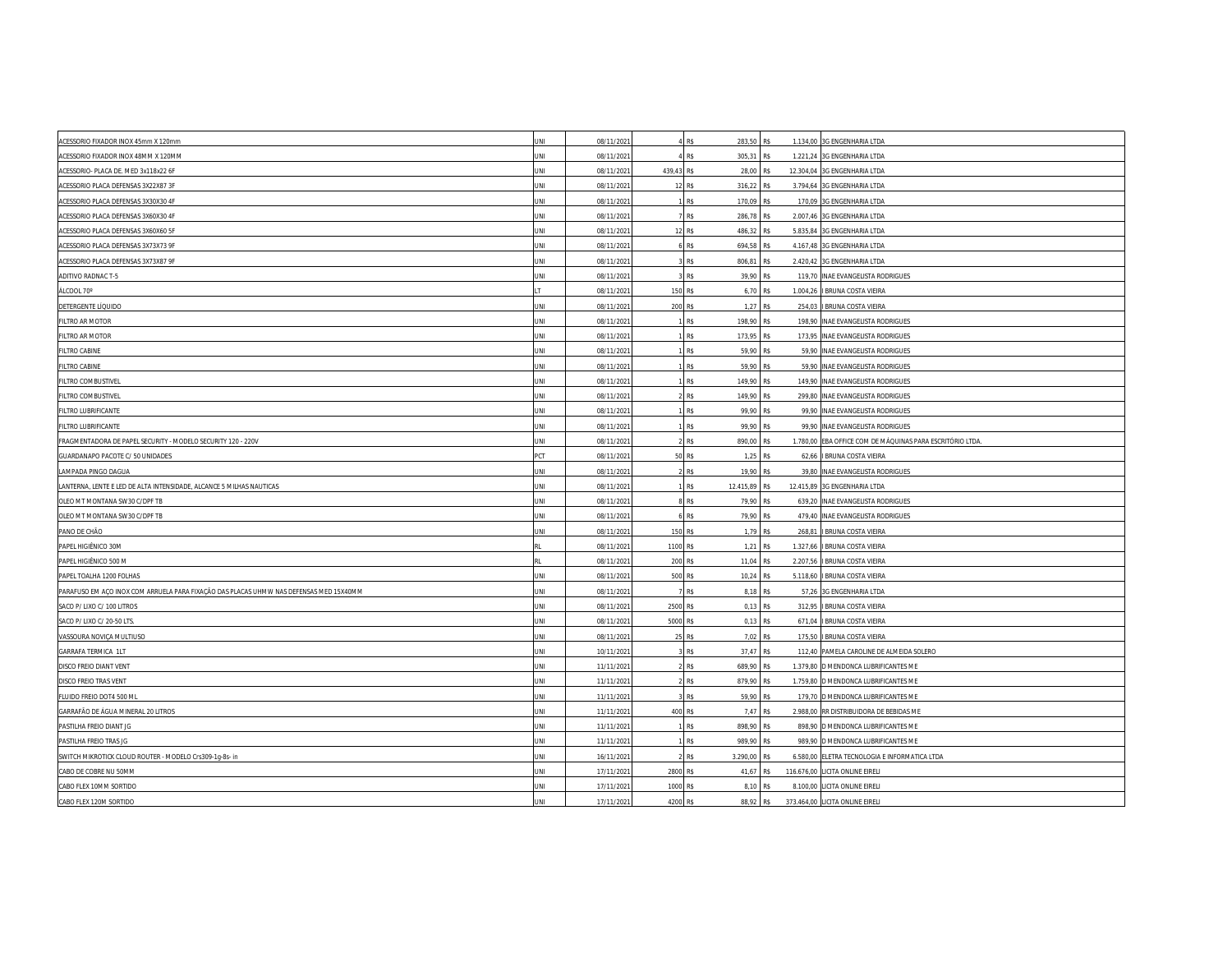| | | | | | | | | |
|---|---|---|---|---|---|---|---|---|
| ACESSORIO FIXADOR INOX 45mm X 120mm | UNI | 08/11/2021 | 4 | R$ | 283,50 | R$ | 1.134,00 | 3G ENGENHARIA LTDA |
| ACESSORIO FIXADOR INOX 48MM X 120MM | UNI | 08/11/2021 | 4 | R$ | 305,31 | R$ | 1.221,24 | 3G ENGENHARIA LTDA |
| ACESSORIO- PLACA DE. MED 3x118x22 6F | UNI | 08/11/2021 | 439,43 | R$ | 28,00 | R$ | 12.304,04 | 3G ENGENHARIA LTDA |
| ACESSORIO PLACA DEFENSAS 3X22X87 3F | UNI | 08/11/2021 | 12 | R$ | 316,22 | R$ | 3.794,64 | 3G ENGENHARIA LTDA |
| ACESSORIO PLACA DEFENSAS 3X30X30 4F | UNI | 08/11/2021 | 1 | R$ | 170,09 | R$ | 170,09 | 3G ENGENHARIA LTDA |
| ACESSORIO PLACA DEFENSAS 3X60X30 4F | UNI | 08/11/2021 | 7 | R$ | 286,78 | R$ | 2.007,46 | 3G ENGENHARIA LTDA |
| ACESSORIO PLACA DEFENSAS 3X60X60 5F | UNI | 08/11/2021 | 12 | R$ | 486,32 | R$ | 5.835,84 | 3G ENGENHARIA LTDA |
| ACESSORIO PLACA DEFENSAS 3X73X73 9F | UNI | 08/11/2021 | 6 | R$ | 694,58 | R$ | 4.167,48 | 3G ENGENHARIA LTDA |
| ACESSORIO PLACA DEFENSAS 3X73X87 9F | UNI | 08/11/2021 | 3 | R$ | 806,81 | R$ | 2.420,42 | 3G ENGENHARIA LTDA |
| ADITIVO RADNAC T-5 | UNI | 08/11/2021 | 3 | R$ | 39,90 | R$ | 119,70 | INAE EVANGELISTA RODRIGUES |
| ALCOOL 70º | LT | 08/11/2021 | 150 | R$ | 6,70 | R$ | 1.004,26 | I BRUNA COSTA VIEIRA |
| DETERGENTE LÍQUIDO | UNI | 08/11/2021 | 200 | R$ | 1,27 | R$ | 254,03 | I BRUNA COSTA VIEIRA |
| FILTRO AR MOTOR | UNI | 08/11/2021 | 1 | R$ | 198,90 | R$ | 198,90 | INAE EVANGELISTA RODRIGUES |
| FILTRO AR MOTOR | UNI | 08/11/2021 | 1 | R$ | 173,95 | R$ | 173,95 | INAE EVANGELISTA RODRIGUES |
| FILTRO CABINE | UNI | 08/11/2021 | 1 | R$ | 59,90 | R$ | 59,90 | INAE EVANGELISTA RODRIGUES |
| FILTRO CABINE | UNI | 08/11/2021 | 1 | R$ | 59,90 | R$ | 59,90 | INAE EVANGELISTA RODRIGUES |
| FILTRO COMBUSTIVEL | UNI | 08/11/2021 | 1 | R$ | 149,90 | R$ | 149,90 | INAE EVANGELISTA RODRIGUES |
| FILTRO COMBUSTIVEL | UNI | 08/11/2021 | 2 | R$ | 149,90 | R$ | 299,80 | INAE EVANGELISTA RODRIGUES |
| FILTRO LUBRIFICANTE | UNI | 08/11/2021 | 1 | R$ | 99,90 | R$ | 99,90 | INAE EVANGELISTA RODRIGUES |
| FILTRO LUBRIFICANTE | UNI | 08/11/2021 | 1 | R$ | 99,90 | R$ | 99,90 | INAE EVANGELISTA RODRIGUES |
| FRAGMENTADORA DE PAPEL SECURITY - MODELO SECURITY 120 - 220V | UNI | 08/11/2021 | 2 | R$ | 890,00 | R$ | 1.780,00 | EBA OFFICE COM DE MÁQUINAS PARA ESCRITÓRIO LTDA. |
| GUARDANAPO PACOTE C/ 50 UNIDADES | PCT | 08/11/2021 | 50 | R$ | 1,25 | R$ | 62,66 | I BRUNA COSTA VIEIRA |
| LAMPADA PINGO DAGUA | UNI | 08/11/2021 | 2 | R$ | 19,90 | R$ | 39,80 | INAE EVANGELISTA RODRIGUES |
| LANTERNA, LENTE E LED DE ALTA INTENSIDADE, ALCANCE 5 MILHAS NAUTICAS | UNI | 08/11/2021 | 1 | R$ | 12.415,89 | R$ | 12.415,89 | 3G ENGENHARIA LTDA |
| OLEO MT MONTANA SW30 C/DPF TB | UNI | 08/11/2021 | 8 | R$ | 79,90 | R$ | 639,20 | INAE EVANGELISTA RODRIGUES |
| OLEO MT MONTANA SW30 C/DPF TB | UNI | 08/11/2021 | 6 | R$ | 79,90 | R$ | 479,40 | INAE EVANGELISTA RODRIGUES |
| PANO DE CHÃO | UNI | 08/11/2021 | 150 | R$ | 1,79 | R$ | 268,81 | I BRUNA COSTA VIEIRA |
| PAPEL HIGIÊNICO 30M | RL | 08/11/2021 | 1100 | R$ | 1,21 | R$ | 1.327,66 | I BRUNA COSTA VIEIRA |
| PAPEL HIGIÊNICO 500 M | RL | 08/11/2021 | 200 | R$ | 11,04 | R$ | 2.207,56 | I BRUNA COSTA VIEIRA |
| PAPEL TOALHA 1200 FOLHAS | UNI | 08/11/2021 | 500 | R$ | 10,24 | R$ | 5.118,60 | I BRUNA COSTA VIEIRA |
| PARAFUSO EM AÇO INOX COM ARRUELA PARA FIXAÇÃO DAS PLACAS UHMW NAS DEFENSAS MED 15X40MM | UNI | 08/11/2021 | 7 | R$ | 8,18 | R$ | 57,26 | 3G ENGENHARIA LTDA |
| SACO P/ LIXO C/ 100 LITROS | UNI | 08/11/2021 | 2500 | R$ | 0,13 | R$ | 312,95 | I BRUNA COSTA VIEIRA |
| SACO P/ LIXO C/ 20-50 LTS. | UNI | 08/11/2021 | 5000 | R$ | 0,13 | R$ | 671,04 | I BRUNA COSTA VIEIRA |
| VASSOURA NOVIÇA MULTIUSO | UNI | 08/11/2021 | 25 | R$ | 7,02 | R$ | 175,50 | I BRUNA COSTA VIEIRA |
| GARRAFA TERMICA 1LT | UNI | 10/11/2021 | 3 | R$ | 37,47 | R$ | 112,40 | PAMELA CAROLINE DE ALMEIDA SOLERO |
| DISCO FREIO DIANT VENT | UNI | 11/11/2021 | 2 | R$ | 689,90 | R$ | 1.379,80 | D MENDONCA LUBRIFICANTES ME |
| DISCO FREIO TRAS VENT | UNI | 11/11/2021 | 2 | R$ | 879,90 | R$ | 1.759,80 | D MENDONCA LUBRIFICANTES ME |
| FLUIDO FREIO DOT4 500 ML | UNI | 11/11/2021 | 3 | R$ | 59,90 | R$ | 179,70 | D MENDONCA LUBRIFICANTES ME |
| GARRAFÃO DE ÁGUA MINERAL 20 LITROS | UNI | 11/11/2021 | 400 | R$ | 7,47 | R$ | 2.988,00 | RR DISTRIBUIDORA DE BEBIDAS ME |
| PASTILHA FREIO DIANT JG | UNI | 11/11/2021 | 1 | R$ | 898,90 | R$ | 898,90 | D MENDONCA LUBRIFICANTES ME |
| PASTILHA FREIO TRAS JG | UNI | 11/11/2021 | 1 | R$ | 989,90 | R$ | 989,90 | D MENDONCA LUBRIFICANTES ME |
| SWITCH MIKROTICK CLOUD ROUTER - MODELO Crs309-1g-8s- in | UNI | 16/11/2021 | 2 | R$ | 3.290,00 | R$ | 6.580,00 | ELETRA TECNOLOGIA E INFORMATICA LTDA |
| CABO DE COBRE NU 50MM | UNI | 17/11/2021 | 2800 | R$ | 41,67 | R$ | 116.676,00 | LICITA ONLINE EIRELI |
| CABO FLEX 10MM SORTIDO | UNI | 17/11/2021 | 1000 | R$ | 8,10 | R$ | 8.100,00 | LICITA ONLINE EIRELI |
| CABO FLEX 120M SORTIDO | UNI | 17/11/2021 | 4200 | R$ | 88,92 | R$ | 373.464,00 | LICITA ONLINE EIRELI |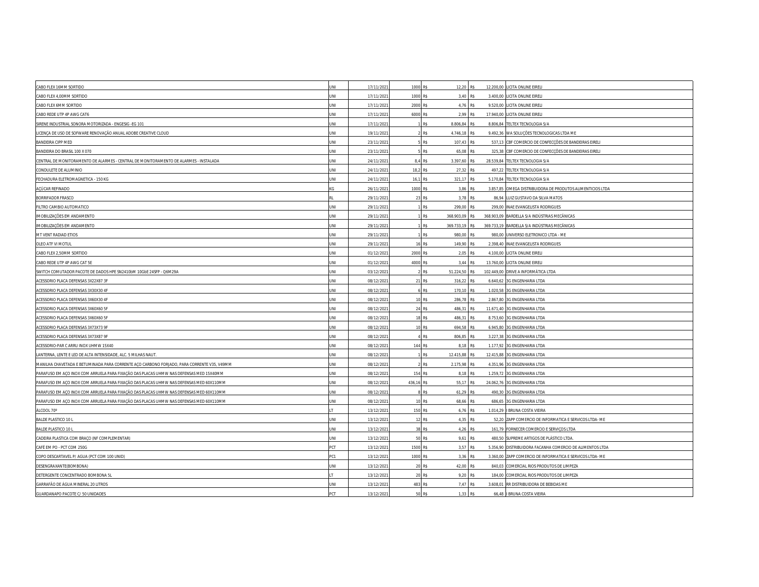| | | | | | | | |
|---|---|---|---|---|---|---|---|
| CABO FLEX 16MM SORTIDO | UNI | 17/11/2021 | 1000 | R$ 12,20 | R$ | 12.200,00 | LICITA ONLINE EIRELI |
| CABO FLEX 4,00MM SORTIDO | UNI | 17/11/2021 | 1000 | R$ 3,40 | R$ | 3.400,00 | LICITA ONLINE EIRELI |
| CABO FLEX 6MM SORTIDO | UNI | 17/11/2021 | 2000 | R$ 4,76 | R$ | 9.520,00 | LICITA ONLINE EIRELI |
| CABO REDE UTP 4P AWG CAT6 | UNI | 17/11/2021 | 6000 | R$ 2,99 | R$ | 17.940,00 | LICITA ONLINE EIRELI |
| SIRENE INDUSTRIAL SONORA MOTORIZADA - ENGESIG -EG 101 | UNI | 17/11/2021 | 1 | R$ 8.806,84 | R$ | 8.806,84 | TELTEX TECNOLOGIA S/A |
| LICENÇA DE USO DE SOFWARE RENOVAÇÃO ANUAL ADOBE CREATIVE CLOUD | UNI | 19/11/2021 | 2 | R$ 4.746,18 | R$ | 9.492,36 | WA SOLUÇÕES TECNOLOGICAS LTDA ME |
| BANDEIRA CIPP MED | UNI | 23/11/2021 | 5 | R$ 107,43 | R$ | 537,13 | CBF COMERCIO DE CONFECÇÕES DE BANDEIRAS EIRELI |
| BANDEIRA DO BRASIL 100 X 070 | UNI | 23/11/2021 | 5 | R$ 65,08 | R$ | 325,38 | CBF COMERCIO DE CONFECÇÕES DE BANDEIRAS EIRELI |
| CENTRAL DE MONITORAMENTO DE ALARMES - CENTRAL DE MONITORAMENTO DE ALARMES - INSTALADA | UNI | 24/11/2021 | 8,4 | R$ 3.397,60 | R$ | 28.539,84 | TELTEX TECNOLOGIA S/A |
| CONDULETE DE ALUMINIO | UNI | 24/11/2021 | 18,2 | R$ 27,32 | R$ | 497,22 | TELTEX TECNOLOGIA S/A |
| FECHADURA ELETROMAGNETICA - 150 KG | UNI | 24/11/2021 | 16,1 | R$ 321,17 | R$ | 5.170,84 | TELTEX TECNOLOGIA S/A |
| AÇUCAR REFINADO | KG | 26/11/2021 | 1000 | R$ 3,86 | R$ | 3.857,85 | OMEGA DISTRIBUIDORA DE PRODUTOS ALIMENTICIOS LTDA |
| BORRIFADOR FRASCO | RL | 29/11/2021 | 23 | R$ 3,78 | R$ | 86,94 | LUIZ GUSTAVO DA SILVA MATOS |
| FILTRO CAMBIO AUTOMATICO | UNI | 29/11/2021 | 1 | R$ 299,00 | R$ | 299,00 | INAE EVANGELISTA RODRIGUES |
| IMOBILIZAÇÕES EM ANDAMENTO | UNI | 29/11/2021 | 1 | R$ 368.903,09 | R$ | 368.903,09 | BARDELLA S/A INDÚSTRIAS MECÂNICAS |
| IMOBILIZAÇÕES EM ANDAMENTO | UNI | 29/11/2021 | 1 | R$ 369.733,19 | R$ | 369.733,19 | BARDELLA S/A INDÚSTRIAS MECÂNICAS |
| MT VENT RADIAD ETIOS | UNI | 29/11/2021 | 1 | R$ 980,00 | R$ | 980,00 | UNIVERSO ELETRONICO LTDA - ME |
| OLEO ATF VI MOTUL | UNI | 29/11/2021 | 16 | R$ 149,90 | R$ | 2.398,40 | INAE EVANGELISTA RODRIGUES |
| CABO FLEX 2,50MM SORTIDO | UNI | 01/12/2021 | 2000 | R$ 2,05 | R$ | 4.100,00 | LICITA ONLINE EIRELI |
| CABO REDE UTP 4P AWG CAT 5E | UNI | 01/12/2021 | 4000 | R$ 3,44 | R$ | 13.760,00 | LICITA ONLINE EIRELI |
| SWITCH COMUTADOR PACOTE DE DADOS HPE SN2410bM 10GbE 24SFP - Q6M29A | UNI | 03/12/2021 | 2 | R$ 51.224,50 | R$ | 102.449,00 | DRIVE A INFORMÁTICA LTDA |
| ACESSORIO PLACA DEFENSAS 3X22X87 3F | UNI | 08/12/2021 | 21 | R$ 316,22 | R$ | 6.640,62 | 3G ENGENHARIA LTDA |
| ACESSORIO PLACA DEFENSAS 3X30X30 4F | UNI | 08/12/2021 | 6 | R$ 170,10 | R$ | 1.020,58 | 3G ENGENHARIA LTDA |
| ACESSORIO PLACA DEFENSAS 3X60X30 4F | UNI | 08/12/2021 | 10 | R$ 286,78 | R$ | 2.867,80 | 3G ENGENHARIA LTDA |
| ACESSORIO PLACA DEFENSAS 3X60X60 5F | UNI | 08/12/2021 | 24 | R$ 486,31 | R$ | 11.671,40 | 3G ENGENHARIA LTDA |
| ACESSORIO PLACA DEFENSAS 3X60X60 5F | UNI | 08/12/2021 | 18 | R$ 486,31 | R$ | 8.753,60 | 3G ENGENHARIA LTDA |
| ACESSORIO PLACA DEFENSAS 3X73X73 9F | UNI | 08/12/2021 | 10 | R$ 694,58 | R$ | 6.945,80 | 3G ENGENHARIA LTDA |
| ACESSORIO PLACA DEFENSAS 3X73X87 9F | UNI | 08/12/2021 | 4 | R$ 806,85 | R$ | 3.227,38 | 3G ENGENHARIA LTDA |
| ACESSORIO-PAR C ARRU INOX UHMW 15X40 | UNI | 08/12/2021 | 144 | R$ 8,18 | R$ | 1.177,92 | 3G ENGENHARIA LTDA |
| LANTERNA, LENTE E LED DE ALTA INTENSIDADE, ALC. 5 MILHAS NAUT. | UNI | 08/12/2021 | 1 | R$ 12.415,88 | R$ | 12.415,88 | 3G ENGENHARIA LTDA |
| MANILHA CHAVETADA E BETUMINADA PARA CORRENTE AÇO CARBONO FORJADO, PARA CORRENTE V35, V49MM | UNI | 08/12/2021 | 2 | R$ 2.175,98 | R$ | 4.351,96 | 3G ENGENHARIA LTDA |
| PARAFUSO EM AÇO INOX COM ARRUELA PARA FIXAÇÃO DAS PLACAS UHMW NAS DEFENSAS MED 15X40MM | UNI | 08/12/2021 | 154 | R$ 8,18 | R$ | 1.259,72 | 3G ENGENHARIA LTDA |
| PARAFUSO EM AÇO INOX COM ARRUELA PARA FIXAÇÃO DAS PLACAS UHMW NAS DEFENSAS MED 60X110MM | UNI | 08/12/2021 | 436,16 | R$ 55,17 | R$ | 24.062,76 | 3G ENGENHARIA LTDA |
| PARAFUSO EM AÇO INOX COM ARRUELA PARA FIXAÇÃO DAS PLACAS UHMW NAS DEFENSAS MED 60X110MM | UNI | 08/12/2021 | 8 | R$ 61,29 | R$ | 490,30 | 3G ENGENHARIA LTDA |
| PARAFUSO EM AÇO INOX COM ARRUELA PARA FIXAÇÃO DAS PLACAS UHMW NAS DEFENSAS MED 60X110MM | UNI | 08/12/2021 | 10 | R$ 68,66 | R$ | 686,65 | 3G ENGENHARIA LTDA |
| ÁLCOOL 70º | LT | 13/12/2021 | 150 | R$ 6,76 | R$ | 1.014,29 | I BRUNA COSTA VIEIRA |
| BALDE PLASTICO 10 L | UNI | 13/12/2021 | 12 | R$ 4,35 | R$ | 52,20 | ZAPP COMERCIO DE INFORMATICA E SERVICOS LTDA - ME |
| BALDE PLASTICO 10 L | UNI | 13/12/2021 | 38 | R$ 4,26 | R$ | 161,79 | FORNECER COMERCIO E SERVIÇOS LTDA |
| CADEIRA PLASTICA COM BRAÇO (NF COMPLEMENTAR) | UNI | 13/12/2021 | 50 | R$ 9,61 | R$ | 480,50 | SUPREME ARTIGOS DE PLÁSTICO LTDA. |
| CAFÉ EM PO - PCT COM 250G | PCT | 13/12/2021 | 1500 | R$ 3,57 | R$ | 5.356,90 | DISTRIBUIDORA FACANHA COMERCIO DE ALIMENTOS LTDA |
| COPO DESCARTAVEL P/ AGUA (PCT COM 100 UNID) | PC1 | 13/12/2021 | 1000 | R$ 3,36 | R$ | 3.360,00 | ZAPP COMERCIO DE INFORMATICA E SERVICOS LTDA - ME |
| DESENGRAXANTE(BOMBONA) | UNI | 13/12/2021 | 20 | R$ 42,00 | R$ | 840,03 | COMERCIAL RIOS PRODUTOS DE LIMPEZA |
| DETERGENTE CONCENTRADO BOMBONA 5L | LT | 13/12/2021 | 20 | R$ 9,20 | R$ | 184,00 | COMERCIAL RIOS PRODUTOS DE LIMPEZA |
| GARRAFÃO DE ÁGUA MINERAL 20 LITROS | UNI | 13/12/2021 | 483 | R$ 7,47 | R$ | 3.608,01 | RR DISTRIBUIDORA DE BEBIDAS ME |
| GUARDANAPO PACOTE C/ 50 UNIDADES | PCT | 13/12/2021 | 50 | R$ 1,33 | R$ | 66,48 | I BRUNA COSTA VIEIRA |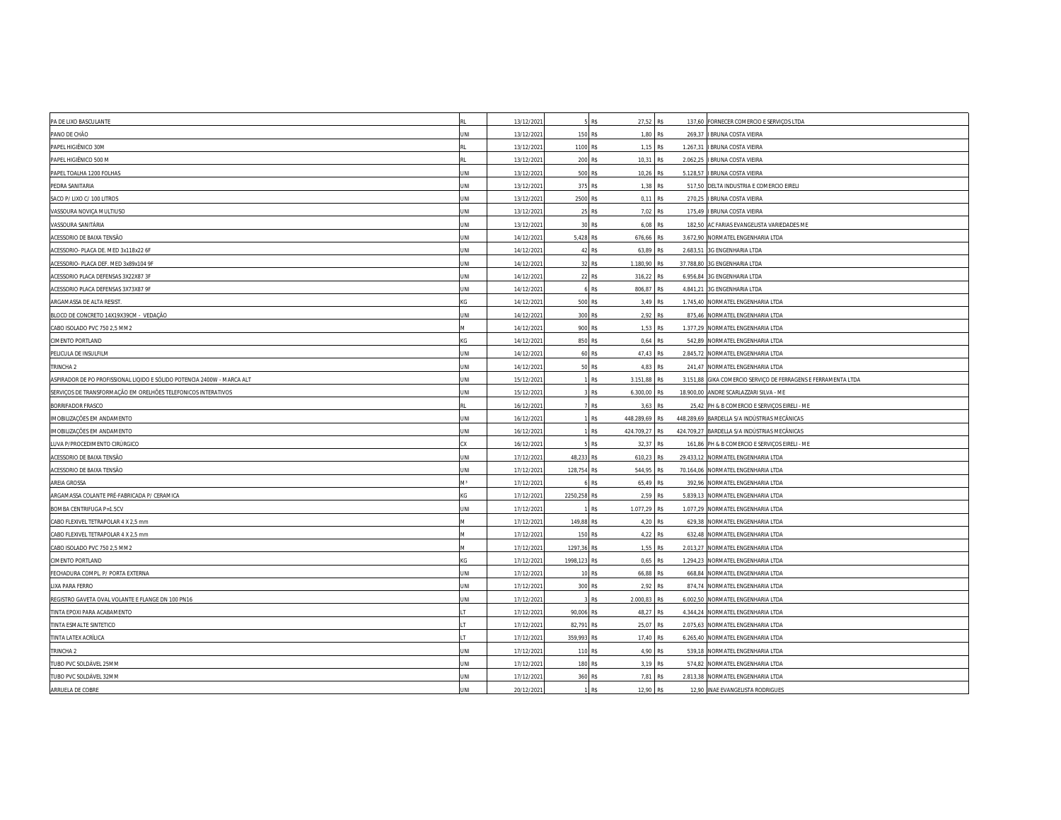| | | | | | | | |
|---|---|---|---|---|---|---|---|
| PA DE LIXO BASCULANTE | RL | 13/12/2021 | 5 | R$ | 27,52 | R$ | 137,60 | FORNECER COMERCIO E SERVIÇOS LTDA |
| PANO DE CHÃO | UNI | 13/12/2021 | 150 | R$ | 1,80 | R$ | 269,37 | I BRUNA COSTA VIEIRA |
| PAPEL HIGIÊNICO 30M | RL | 13/12/2021 | 1100 | R$ | 1,15 | R$ | 1.267,31 | I BRUNA COSTA VIEIRA |
| PAPEL HIGIÊNICO 500 M | RL | 13/12/2021 | 200 | R$ | 10,31 | R$ | 2.062,25 | I BRUNA COSTA VIEIRA |
| PAPEL TOALHA 1200 FOLHAS | UNI | 13/12/2021 | 500 | R$ | 10,26 | R$ | 5.128,57 | I BRUNA COSTA VIEIRA |
| PEDRA SANITARIA | UNI | 13/12/2021 | 375 | R$ | 1,38 | R$ | 517,50 | DELTA INDUSTRIA E COMERCIO EIRELI |
| SACO P/ LIXO C/ 100 LITROS | UNI | 13/12/2021 | 2500 | R$ | 0,11 | R$ | 270,25 | I BRUNA COSTA VIEIRA |
| VASSOURA NOVIÇA MULTIUSO | UNI | 13/12/2021 | 25 | R$ | 7,02 | R$ | 175,49 | I BRUNA COSTA VIEIRA |
| VASSOURA SANITÁRIA | UNI | 13/12/2021 | 30 | R$ | 6,08 | R$ | 182,50 | AC FARIAS EVANGELISTA VARIEDADES ME |
| ACESSORIO DE BAIXA TENSÃO | UNI | 14/12/2021 | 5,428 | R$ | 676,66 | R$ | 3.672,90 | NORMATEL ENGENHARIA LTDA |
| ACESSORIO- PLACA DE. MED 3x118x22 6F | UNI | 14/12/2021 | 42 | R$ | 63,89 | R$ | 2.683,51 | 3G ENGENHARIA LTDA |
| ACESSORIO- PLACA DEF. MED 3x89x104 9F | UNI | 14/12/2021 | 32 | R$ | 1.180,90 | R$ | 37.788,80 | 3G ENGENHARIA LTDA |
| ACESSORIO PLACA DEFENSAS 3X22X87 3F | UNI | 14/12/2021 | 22 | R$ | 316,22 | R$ | 6.956,84 | 3G ENGENHARIA LTDA |
| ACESSORIO PLACA DEFENSAS 3X73X87 9F | UNI | 14/12/2021 | 6 | R$ | 806,87 | R$ | 4.841,21 | 3G ENGENHARIA LTDA |
| ARGAMASSA DE ALTA RESIST. | KG | 14/12/2021 | 500 | R$ | 3,49 | R$ | 1.745,40 | NORMATEL ENGENHARIA LTDA |
| BLOCO DE CONCRETO 14X19X39CM – VEDAÇÃO | UNI | 14/12/2021 | 300 | R$ | 2,92 | R$ | 875,46 | NORMATEL ENGENHARIA LTDA |
| CABO ISOLADO PVC 750 2,5 MM2 | M | 14/12/2021 | 900 | R$ | 1,53 | R$ | 1.377,29 | NORMATEL ENGENHARIA LTDA |
| CIMENTO PORTLAND | KG | 14/12/2021 | 850 | R$ | 0,64 | R$ | 542,89 | NORMATEL ENGENHARIA LTDA |
| PELICULA DE INSULFILM | UNI | 14/12/2021 | 60 | R$ | 47,43 | R$ | 2.845,72 | NORMATEL ENGENHARIA LTDA |
| TRINCHA 2 | UNI | 14/12/2021 | 50 | R$ | 4,83 | R$ | 241,47 | NORMATEL ENGENHARIA LTDA |
| ASPIRADOR DE PO PROFISSIONAL LIQIDO E SÓLIDO POTENCIA 2400W - MARCA ALT | UNI | 15/12/2021 | 1 | R$ | 3.151,88 | R$ | 3.151,88 | GIKA COMERCIO SERVIÇO DE FERRAGENS E FERRAMENTA LTDA |
| SERVIÇOS DE TRANSFORMAÇÃO EM ORELHÕES TELEFONICOS INTERATIVOS | UNI | 15/12/2021 | 3 | R$ | 6.300,00 | R$ | 18.900,00 | ANDRE SCARLAZZARI SILVA - ME |
| BORRIFADOR FRASCO | RL | 16/12/2021 | 7 | R$ | 3,63 | R$ | 25,42 | PH & B COMERCIO E SERVIÇOS EIRELI - ME |
| IMOBILIZAÇÕES EM ANDAMENTO | UNI | 16/12/2021 | 1 | R$ | 448.289,69 | R$ | 448.289,69 | BARDELLA S/A INDÚSTRIAS MECÂNICAS |
| IMOBILIZAÇÕES EM ANDAMENTO | UNI | 16/12/2021 | 1 | R$ | 424.709,27 | R$ | 424.709,27 | BARDELLA S/A INDÚSTRIAS MECÂNICAS |
| LUVA P/PROCEDIMENTO CIRÚRGICO | CX | 16/12/2021 | 5 | R$ | 32,37 | R$ | 161,86 | PH & B COMERCIO E SERVIÇOS EIRELI - ME |
| ACESSORIO DE BAIXA TENSÃO | UNI | 17/12/2021 | 48,233 | R$ | 610,23 | R$ | 29.433,12 | NORMATEL ENGENHARIA LTDA |
| ACESSORIO DE BAIXA TENSÃO | UNI | 17/12/2021 | 128,754 | R$ | 544,95 | R$ | 70.164,06 | NORMATEL ENGENHARIA LTDA |
| AREIA GROSSA | M³ | 17/12/2021 | 6 | R$ | 65,49 | R$ | 392,96 | NORMATEL ENGENHARIA LTDA |
| ARGAMASSA COLANTE PRÉ-FABRICADA P/ CERAMICA | KG | 17/12/2021 | 2250,258 | R$ | 2,59 | R$ | 5.839,13 | NORMATEL ENGENHARIA LTDA |
| BOMBA CENTRIFUGA P=1.5CV | UNI | 17/12/2021 | 1 | R$ | 1.077,29 | R$ | 1.077,29 | NORMATEL ENGENHARIA LTDA |
| CABO FLEXIVEL TETRAPOLAR 4 X 2,5 mm | M | 17/12/2021 | 149,88 | R$ | 4,20 | R$ | 629,38 | NORMATEL ENGENHARIA LTDA |
| CABO FLEXIVEL TETRAPOLAR 4 X 2,5 mm | M | 17/12/2021 | 150 | R$ | 4,22 | R$ | 632,48 | NORMATEL ENGENHARIA LTDA |
| CABO ISOLADO PVC 750 2,5 MM2 | M | 17/12/2021 | 1297,36 | R$ | 1,55 | R$ | 2.013,27 | NORMATEL ENGENHARIA LTDA |
| CIMENTO PORTLAND | KG | 17/12/2021 | 1998,123 | R$ | 0,65 | R$ | 1.294,23 | NORMATEL ENGENHARIA LTDA |
| FECHADURA COMPL. P/ PORTA EXTERNA | UNI | 17/12/2021 | 10 | R$ | 66,88 | R$ | 668,84 | NORMATEL ENGENHARIA LTDA |
| LIXA PARA FERRO | UNI | 17/12/2021 | 300 | R$ | 2,92 | R$ | 874,74 | NORMATEL ENGENHARIA LTDA |
| REGISTRO GAVETA OVAL VOLANTE E FLANGE DN 100 PN16 | UNI | 17/12/2021 | 3 | R$ | 2.000,83 | R$ | 6.002,50 | NORMATEL ENGENHARIA LTDA |
| TINTA EPOXI PARA ACABAMENTO | LT | 17/12/2021 | 90,006 | R$ | 48,27 | R$ | 4.344,24 | NORMATEL ENGENHARIA LTDA |
| TINTA ESMALTE SINTETICO | LT | 17/12/2021 | 82,791 | R$ | 25,07 | R$ | 2.075,63 | NORMATEL ENGENHARIA LTDA |
| TINTA LATEX ACRÍLICA | LT | 17/12/2021 | 359,993 | R$ | 17,40 | R$ | 6.265,40 | NORMATEL ENGENHARIA LTDA |
| TRINCHA 2 | UNI | 17/12/2021 | 110 | R$ | 4,90 | R$ | 539,18 | NORMATEL ENGENHARIA LTDA |
| TUBO PVC SOLDÁVEL 25MM | UNI | 17/12/2021 | 180 | R$ | 3,19 | R$ | 574,82 | NORMATEL ENGENHARIA LTDA |
| TUBO PVC SOLDÁVEL 32MM | UNI | 17/12/2021 | 360 | R$ | 7,81 | R$ | 2.813,38 | NORMATEL ENGENHARIA LTDA |
| ARRUELA DE COBRE | UNI | 20/12/2021 | 1 | R$ | 12,90 | R$ | 12,90 | INAE EVANGELISTA RODRIGUES |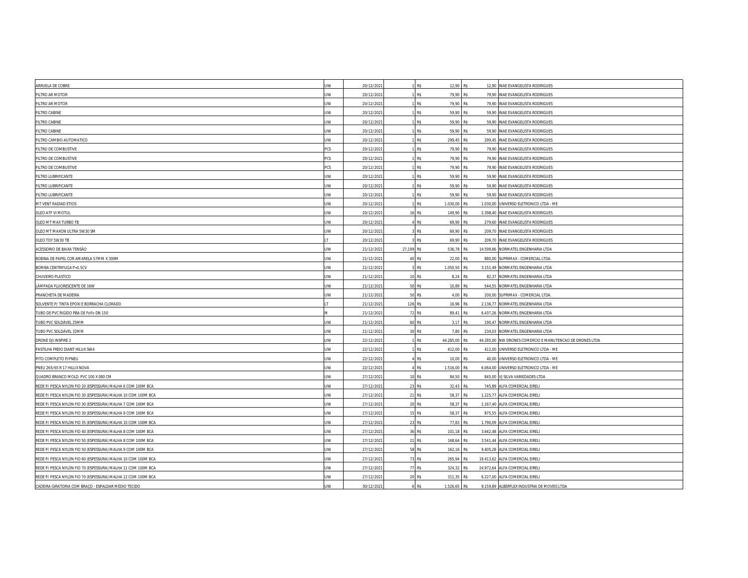| | | | | | | | |
|---|---|---|---|---|---|---|---|
| ARRUELA DE COBRE | UNI | 20/12/2021 | 1 | R$ 12,90 | R$ 12,90 | INAE EVANGELISTA RODRIGUES |
| FILTRO AR MOTOR | UNI | 20/12/2021 | 1 | R$ 79,90 | R$ 79,90 | INAE EVANGELISTA RODRIGUES |
| FILTRO AR MOTOR | UNI | 20/12/2021 | 1 | R$ 79,90 | R$ 79,90 | INAE EVANGELISTA RODRIGUES |
| FILTRO CABINE | UNI | 20/12/2021 | 1 | R$ 59,90 | R$ 59,90 | INAE EVANGELISTA RODRIGUES |
| FILTRO CABINE | UNI | 20/12/2021 | 1 | R$ 59,90 | R$ 59,90 | INAE EVANGELISTA RODRIGUES |
| FILTRO CABINE | UNI | 20/12/2021 | 1 | R$ 59,90 | R$ 59,90 | INAE EVANGELISTA RODRIGUES |
| FILTRO CAMBIO AUTOMATICO | UNI | 20/12/2021 | 1 | R$ 299,45 | R$ 299,45 | INAE EVANGELISTA RODRIGUES |
| FILTRO DE COMBUSTIVE | PCS | 20/12/2021 | 1 | R$ 79,90 | R$ 79,90 | INAE EVANGELISTA RODRIGUES |
| FILTRO DE COMBUSTIVE | PCS | 20/12/2021 | 1 | R$ 79,90 | R$ 79,90 | INAE EVANGELISTA RODRIGUES |
| FILTRO DE COMBUSTIVE | PCS | 20/12/2021 | 1 | R$ 79,90 | R$ 79,90 | INAE EVANGELISTA RODRIGUES |
| FILTRO LUBRIFICANTE | UNI | 20/12/2021 | 1 | R$ 59,90 | R$ 59,90 | INAE EVANGELISTA RODRIGUES |
| FILTRO LUBRIFICANTE | UNI | 20/12/2021 | 1 | R$ 59,90 | R$ 59,90 | INAE EVANGELISTA RODRIGUES |
| FILTRO LUBRIFICANTE | UNI | 20/12/2021 | 1 | R$ 59,90 | R$ 59,90 | INAE EVANGELISTA RODRIGUES |
| MT VENT RADIAD ETIOS | UNI | 20/12/2021 | 1 | R$ 1.030,00 | R$ 1.030,00 | UNIVERSO ELETRONICO LTDA - ME |
| OLEO ATF VI MOTUL | UNI | 20/12/2021 | 16 | R$ 149,90 | R$ 2.398,40 | INAE EVANGELISTA RODRIGUES |
| OLEO MT MAX TURBO TB | UNI | 20/12/2021 | 4 | R$ 69,90 | R$ 279,60 | INAE EVANGELISTA RODRIGUES |
| OLEO MT MAXON ULTRA 5W30 SM | UNI | 20/12/2021 | 3 | R$ 69,90 | R$ 209,70 | INAE EVANGELISTA RODRIGUES |
| OLEO TOY 5W30 TB | LT | 20/12/2021 | 3 | R$ 69,90 | R$ 209,70 | INAE EVANGELISTA RODRIGUES |
| ACESSORIO DE BAIXA TENSÃO | UNI | 21/12/2021 | 27,199 | R$ 536,78 | R$ 14.599,86 | NORMATEL ENGENHARIA LTDA |
| BOBINA DE PAPEL COR AMARELA 57MM X 300M | UNI | 21/12/2021 | 40 | R$ 22,00 | R$ 880,00 | SUPRIMAX - COMERCIAL LTDA. |
| BOMBA CENTRIFUGA P=1.5CV | UNI | 21/12/2021 | 3 | R$ 1.050,50 | R$ 3.151,49 | NORMATEL ENGENHARIA LTDA |
| CHUVEIRO PLASTICO | UNI | 21/12/2021 | 10 | R$ 8,24 | R$ 82,37 | NORMATEL ENGENHARIA LTDA |
| LÂMPADA FLUORESCENTE DE 16W | UNI | 21/12/2021 | 50 | R$ 10,89 | R$ 544,55 | NORMATEL ENGENHARIA LTDA |
| PRANCHETA DE MADEIRA | UNI | 21/12/2021 | 50 | R$ 4,00 | R$ 200,00 | SUPRIMAX - COMERCIAL LTDA. |
| SOLVENTE P/ TINTA EPOXI E BORRACHA CLORADO | LT | 21/12/2021 | 126 | R$ 16,96 | R$ 2.136,77 | NORMATEL ENGENHARIA LTDA |
| TUBO DE PVC RIGIDO PBA DE FoFo DN 150 | M | 21/12/2021 | 72 | R$ 89,41 | R$ 6.437,26 | NORMATEL ENGENHARIA LTDA |
| TUBO PVC SOLDÁVEL 25MM | UNI | 21/12/2021 | 60 | R$ 3,17 | R$ 190,47 | NORMATEL ENGENHARIA LTDA |
| TUBO PVC SOLDÁVEL 32MM | UNI | 21/12/2021 | 30 | R$ 7,80 | R$ 234,03 | NORMATEL ENGENHARIA LTDA |
| DRONE DJI INSPIRE 2 | UNI | 22/12/2021 | 1 | R$ 44.285,00 | R$ 44.285,00 | NW DRONES COMERCIO E MANUTENCAO DE DRONES LTDA |
| PASTILHA FREIO DIANT HILUX SW4 | UNI | 22/12/2021 | 1 | R$ 412,00 | R$ 412,00 | UNIVERSO ELETRONICO LTDA - ME |
| PITO COMPLETO P/PNEU | UNI | 22/12/2021 | 4 | R$ 10,00 | R$ 40,00 | UNIVERSO ELETRONICO LTDA - ME |
| PNEU 265/65 R 17 HILUX NOVA | UNI | 22/12/2021 | 4 | R$ 1.516,00 | R$ 6.064,00 | UNIVERSO ELETRONICO LTDA - ME |
| QUADRO BRANCO MOLD. PVC 100 X 080 CM | UNI | 27/12/2021 | 10 | R$ 84,50 | R$ 845,00 | VJ SILVA VARIEDADES LTDA |
| REDE P/ PESCA NYLON FIO 20 (ESPESSURA) MALHA 6 COM 100M BCA | UNI | 27/12/2021 | 23 | R$ 32,43 | R$ 745,89 | ALFA COMERCIAL EIRELI |
| REDE P/ PESCA NYLON FIO 30 (ESPESSURA) MALHA 10 COM 100M BCA | UNI | 27/12/2021 | 21 | R$ 58,37 | R$ 1.225,77 | ALFA COMERCIAL EIRELI |
| REDE P/ PESCA NYLON FIO 30 (ESPESSURA) MALHA 7 COM 100M BCA | UNI | 27/12/2021 | 20 | R$ 58,37 | R$ 1.167,40 | ALFA COMERCIAL EIRELI |
| REDE P/ PESCA NYLON FIO 30 (ESPESSURA) MALHA 9 COM 100M BCA | UNI | 27/12/2021 | 15 | R$ 58,37 | R$ 875,55 | ALFA COMERCIAL EIRELI |
| REDE P/ PESCA NYLON FIO 35 (ESPESSURA) MALHA 10 COM 100M BCA | UNI | 27/12/2021 | 23 | R$ 77,83 | R$ 1.790,09 | ALFA COMERCIAL EIRELI |
| REDE P/ PESCA NYLON FIO 40 (ESPESSURA) MALHA 8 COM 100M BCA | UNI | 27/12/2021 | 36 | R$ 101,18 | R$ 3.642,48 | ALFA COMERCIAL EIRELI |
| REDE P/ PESCA NYLON FIO 50 (ESPESSURA) MALHA 8 COM 100M BCA | UNI | 27/12/2021 | 21 | R$ 168,64 | R$ 3.541,44 | ALFA COMERCIAL EIRELI |
| REDE P/ PESCA NYLON FIO 50 (ESPESSURA) MALHA 9 COM 100M BCA | UNI | 27/12/2021 | 58 | R$ 162,16 | R$ 9.405,28 | ALFA COMERCIAL EIRELI |
| REDE P/ PESCA NYLON FIO 60 (ESPESSURA) MALHA 10 COM 100M BCA | UNI | 27/12/2021 | 73 | R$ 265,94 | R$ 19.413,62 | ALFA COMERCIAL EIRELI |
| REDE P/ PESCA NYLON FIO 70 (ESPESSURA) MALHA 11 COM 100M BCA | UNI | 27/12/2021 | 77 | R$ 324,32 | R$ 24.972,64 | ALFA COMERCIAL EIRELI |
| REDE P/ PESCA NYLON FIO 70 (ESPESSURA) MALHA 12 COM 100M BCA | UNI | 27/12/2021 | 20 | R$ 311,35 | R$ 6.227,00 | ALFA COMERCIAL EIRELI |
| CADEIRA GIRATORIA COM BRAÇO - ESPALDAR MÉDIO TECIDO | UNI | 30/12/2021 | 6 | R$ 1.526,65 | R$ 9.159,89 | ALBERFLEX INDUSTRIA DE MOVEIS LTDA |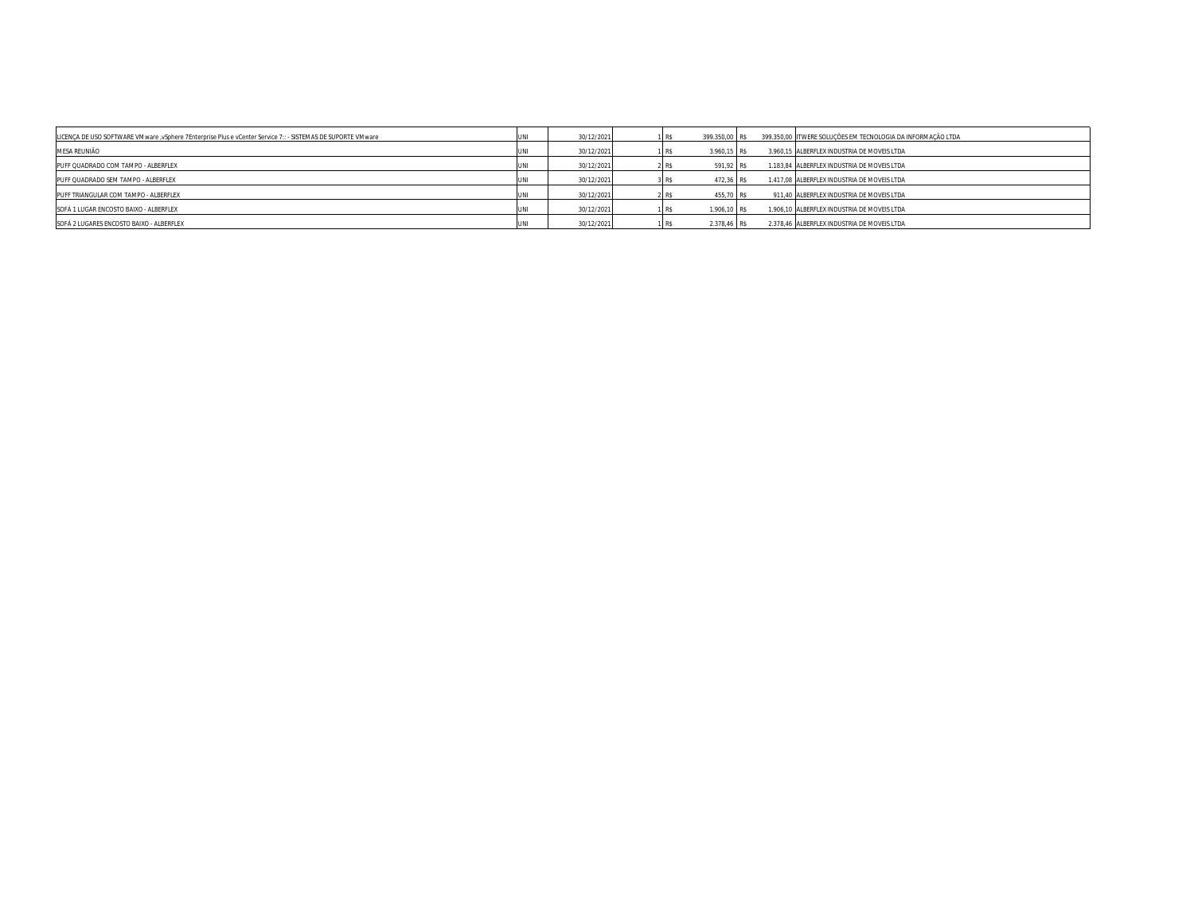| | | | | | | | | |
|---|---|---|---|---|---|---|---|---|
| LICENÇA DE USO SOFTWARE VMware ,vSphere 7Enterprise Plus e vCenter Service 7:: - SISTEMAS DE SUPORTE VMware | UNI | 30/12/2021 | 1 | R$ | 399.350,00 | R$ | 399.350,00 | ITWERE SOLUÇÕES EM TECNOLOGIA DA INFORMAÇÃO LTDA |
| MESA REUNIÃO | UNI | 30/12/2021 | 1 | R$ | 3.960,15 | R$ | 3.960,15 | ALBERFLEX INDUSTRIA DE MOVEIS LTDA |
| PUFF QUADRADO COM TAMPO - ALBERFLEX | UNI | 30/12/2021 | 2 | R$ | 591,92 | R$ | 1.183,84 | ALBERFLEX INDUSTRIA DE MOVEIS LTDA |
| PUFF QUADRADO SEM TAMPO - ALBERFLEX | UNI | 30/12/2021 | 3 | R$ | 472,36 | R$ | 1.417,08 | ALBERFLEX INDUSTRIA DE MOVEIS LTDA |
| PUFF TRIANGULAR COM TAMPO - ALBERFLEX | UNI | 30/12/2021 | 2 | R$ | 455,70 | R$ | 911,40 | ALBERFLEX INDUSTRIA DE MOVEIS LTDA |
| SOFÁ 1 LUGAR ENCOSTO BAIXO - ALBERFLEX | UNI | 30/12/2021 | 1 | R$ | 1.906,10 | R$ | 1.906,10 | ALBERFLEX INDUSTRIA DE MOVEIS LTDA |
| SOFÁ 2 LUGARES ENCOSTO BAIXO - ALBERFLEX | UNI | 30/12/2021 | 1 | R$ | 2.378,46 | R$ | 2.378,46 | ALBERFLEX INDUSTRIA DE MOVEIS LTDA |